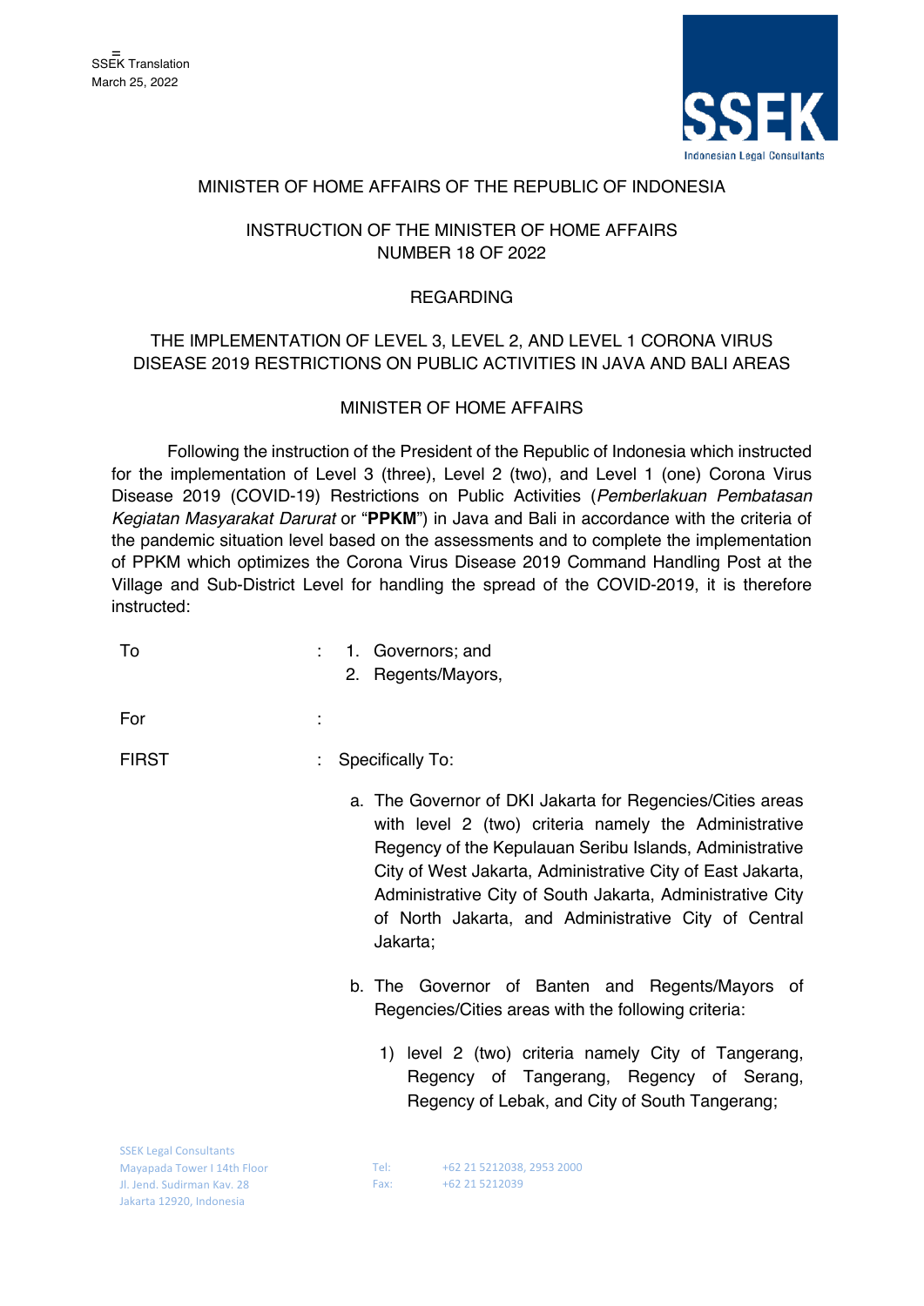SSEK Translation
March 25, 2022

MINISTER OF HOME AFFAIRS OF THE REPUBLIC OF INDONESIA

INSTRUCTION OF THE MINISTER OF HOME AFFAIRS
NUMBER 18 OF 2022

REGARDING

THE IMPLEMENTATION OF LEVEL 3, LEVEL 2, AND LEVEL 1 CORONA VIRUS DISEASE 2019 RESTRICTIONS ON PUBLIC ACTIVITIES IN JAVA AND BALI AREAS

MINISTER OF HOME AFFAIRS

Following the instruction of the President of the Republic of Indonesia which instructed for the implementation of Level 3 (three), Level 2 (two), and Level 1 (one) Corona Virus Disease 2019 (COVID-19) Restrictions on Public Activities (*Pemberlakuan Pembatasan Kegiatan Masyarakat Darurat* or "**PPKM**") in Java and Bali in accordance with the criteria of the pandemic situation level based on the assessments and to complete the implementation of PPKM which optimizes the Corona Virus Disease 2019 Command Handling Post at the Village and Sub-District Level for handling the spread of the COVID-2019, it is therefore instructed:

To : 1. Governors; and
2. Regents/Mayors,

For :

FIRST : Specifically To:

a. The Governor of DKI Jakarta for Regencies/Cities areas with level 2 (two) criteria namely the Administrative Regency of the Kepulauan Seribu Islands, Administrative City of West Jakarta, Administrative City of East Jakarta, Administrative City of South Jakarta, Administrative City of North Jakarta, and Administrative City of Central Jakarta;

b. The Governor of Banten and Regents/Mayors of Regencies/Cities areas with the following criteria:

1) level 2 (two) criteria namely City of Tangerang, Regency of Tangerang, Regency of Serang, Regency of Lebak, and City of South Tangerang;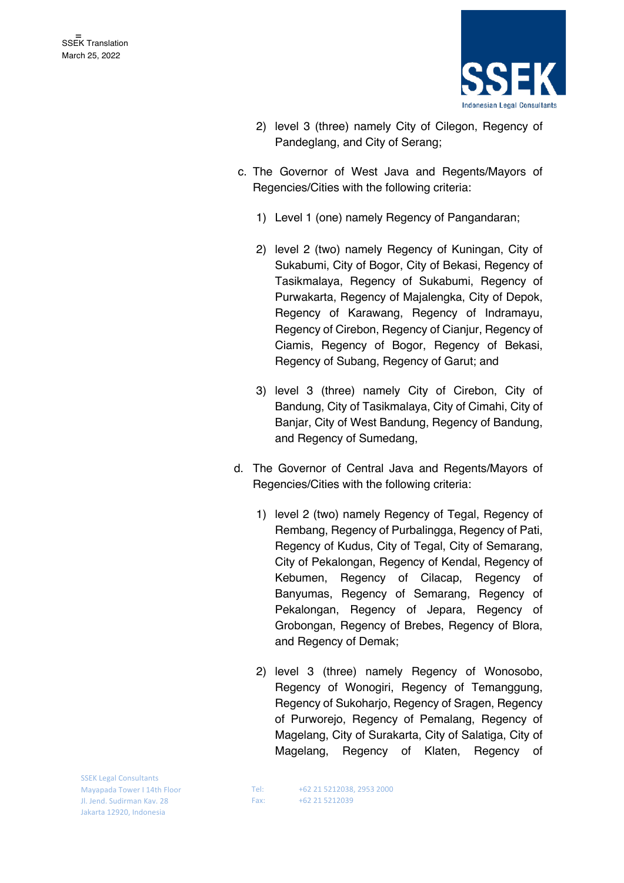2) level 3 (three) namely City of Cilegon, Regency of Pandeglang, and City of Serang;

c. The Governor of West Java and Regents/Mayors of Regencies/Cities with the following criteria:

1) Level 1 (one) namely Regency of Pangandaran;

2) level 2 (two) namely Regency of Kuningan, City of Sukabumi, City of Bogor, City of Bekasi, Regency of Tasikmalaya, Regency of Sukabumi, Regency of Purwakarta, Regency of Majalengka, City of Depok, Regency of Karawang, Regency of Indramayu, Regency of Cirebon, Regency of Cianjur, Regency of Ciamis, Regency of Bogor, Regency of Bekasi, Regency of Subang, Regency of Garut; and

3) level 3 (three) namely City of Cirebon, City of Bandung, City of Tasikmalaya, City of Cimahi, City of Banjar, City of West Bandung, Regency of Bandung, and Regency of Sumedang,

d. The Governor of Central Java and Regents/Mayors of Regencies/Cities with the following criteria:

1) level 2 (two) namely Regency of Tegal, Regency of Rembang, Regency of Purbalingga, Regency of Pati, Regency of Kudus, City of Tegal, City of Semarang, City of Pekalongan, Regency of Kendal, Regency of Kebumen, Regency of Cilacap, Regency of Banyumas, Regency of Semarang, Regency of Pekalongan, Regency of Jepara, Regency of Grobongan, Regency of Brebes, Regency of Blora, and Regency of Demak;

2) level 3 (three) namely Regency of Wonosobo, Regency of Wonogiri, Regency of Temanggung, Regency of Sukoharjo, Regency of Sragen, Regency of Purworejo, Regency of Pemalang, Regency of Magelang, City of Surakarta, City of Salatiga, City of Magelang, Regency of Klaten, Regency of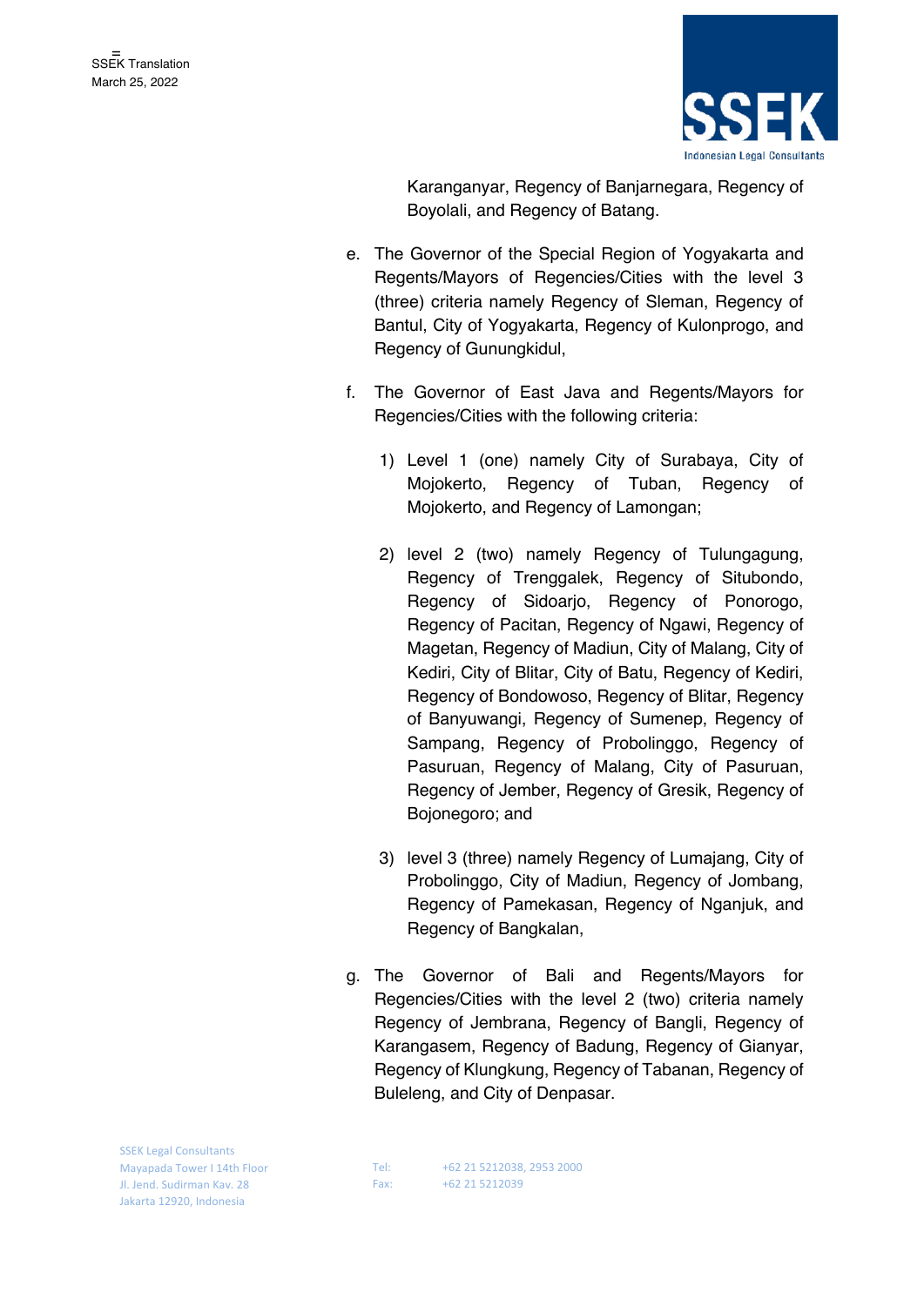Karanganyar, Regency of Banjarnegara, Regency of Boyolali, and Regency of Batang.

e. The Governor of the Special Region of Yogyakarta and Regents/Mayors of Regencies/Cities with the level 3 (three) criteria namely Regency of Sleman, Regency of Bantul, City of Yogyakarta, Regency of Kulonprogo, and Regency of Gunungkidul,

f. The Governor of East Java and Regents/Mayors for Regencies/Cities with the following criteria:

   1) Level 1 (one) namely City of Surabaya, City of Mojokerto, Regency of Tuban, Regency of Mojokerto, and Regency of Lamongan;

   2) level 2 (two) namely Regency of Tulungagung, Regency of Trenggalek, Regency of Situbondo, Regency of Sidoarjo, Regency of Ponorogo, Regency of Pacitan, Regency of Ngawi, Regency of Magetan, Regency of Madiun, City of Malang, City of Kediri, City of Blitar, City of Batu, Regency of Kediri, Regency of Bondowoso, Regency of Blitar, Regency of Banyuwangi, Regency of Sumenep, Regency of Sampang, Regency of Probolinggo, Regency of Pasuruan, Regency of Malang, City of Pasuruan, Regency of Jember, Regency of Gresik, Regency of Bojonegoro; and

   3) level 3 (three) namely Regency of Lumajang, City of Probolinggo, City of Madiun, Regency of Jombang, Regency of Pamekasan, Regency of Nganjuk, and Regency of Bangkalan,

g. The Governor of Bali and Regents/Mayors for Regencies/Cities with the level 2 (two) criteria namely Regency of Jembrana, Regency of Bangli, Regency of Karangasem, Regency of Badung, Regency of Gianyar, Regency of Klungkung, Regency of Tabanan, Regency of Buleleng, and City of Denpasar.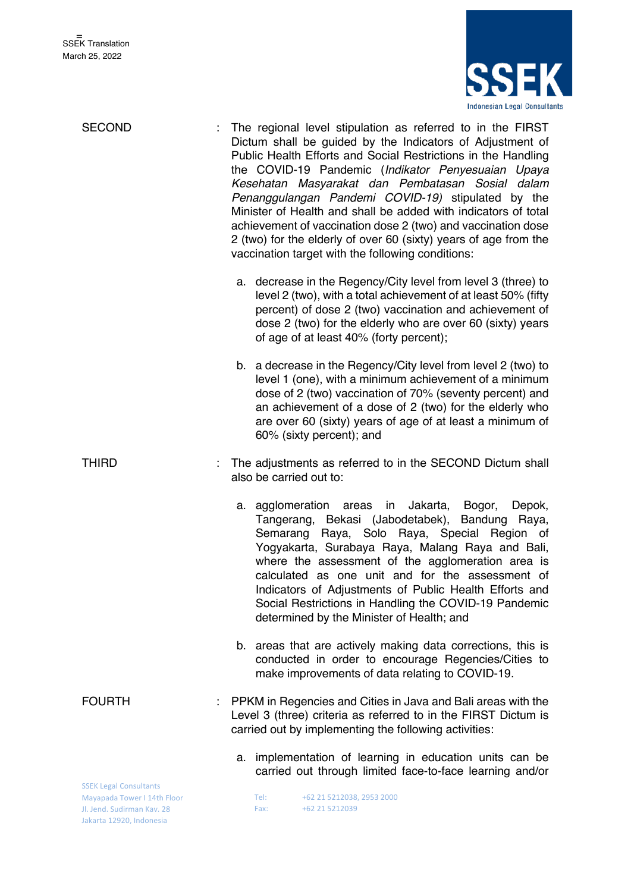SECOND : The regional level stipulation as referred to in the FIRST Dictum shall be guided by the Indicators of Adjustment of Public Health Efforts and Social Restrictions in the Handling the COVID-19 Pandemic (*Indikator Penyesuaian Upaya Kesehatan Masyarakat dan Pembatasan Sosial dalam Penanggulangan Pandemi COVID-19)* stipulated by the Minister of Health and shall be added with indicators of total achievement of vaccination dose 2 (two) and vaccination dose 2 (two) for the elderly of over 60 (sixty) years of age from the vaccination target with the following conditions:

a. decrease in the Regency/City level from level 3 (three) to level 2 (two), with a total achievement of at least 50% (fifty percent) of dose 2 (two) vaccination and achievement of dose 2 (two) for the elderly who are over 60 (sixty) years of age of at least 40% (forty percent);

b. a decrease in the Regency/City level from level 2 (two) to level 1 (one), with a minimum achievement of a minimum dose of 2 (two) vaccination of 70% (seventy percent) and an achievement of a dose of 2 (two) for the elderly who are over 60 (sixty) years of age of at least a minimum of 60% (sixty percent); and

THIRD : The adjustments as referred to in the SECOND Dictum shall also be carried out to:

a. agglomeration areas in Jakarta, Bogor, Depok, Tangerang, Bekasi (Jabodetabek), Bandung Raya, Semarang Raya, Solo Raya, Special Region of Yogyakarta, Surabaya Raya, Malang Raya and Bali, where the assessment of the agglomeration area is calculated as one unit and for the assessment of Indicators of Adjustments of Public Health Efforts and Social Restrictions in Handling the COVID-19 Pandemic determined by the Minister of Health; and

b. areas that are actively making data corrections, this is conducted in order to encourage Regencies/Cities to make improvements of data relating to COVID-19.

FOURTH : PPKM in Regencies and Cities in Java and Bali areas with the Level 3 (three) criteria as referred to in the FIRST Dictum is carried out by implementing the following activities:

a. implementation of learning in education units can be carried out through limited face-to-face learning and/or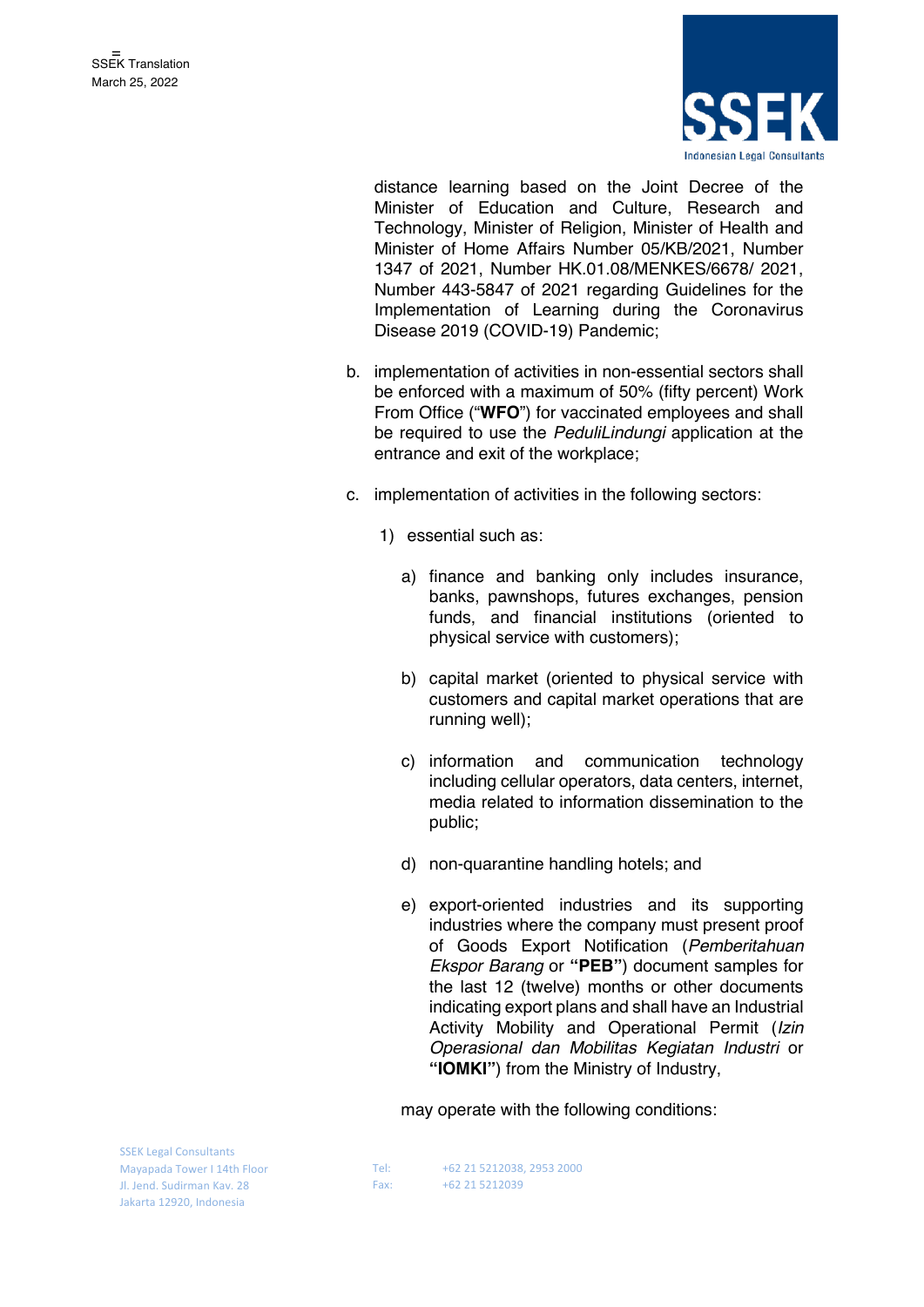distance learning based on the Joint Decree of the Minister of Education and Culture, Research and Technology, Minister of Religion, Minister of Health and Minister of Home Affairs Number 05/KB/2021, Number 1347 of 2021, Number HK.01.08/MENKES/6678/ 2021, Number 443-5847 of 2021 regarding Guidelines for the Implementation of Learning during the Coronavirus Disease 2019 (COVID-19) Pandemic;

b. implementation of activities in non-essential sectors shall be enforced with a maximum of 50% (fifty percent) Work From Office ("**WFO**") for vaccinated employees and shall be required to use the *PeduliLindungi* application at the entrance and exit of the workplace;

c. implementation of activities in the following sectors:

   1) essential such as:

      a) finance and banking only includes insurance, banks, pawnshops, futures exchanges, pension funds, and financial institutions (oriented to physical service with customers);

      b) capital market (oriented to physical service with customers and capital market operations that are running well);

      c) information and communication technology including cellular operators, data centers, internet, media related to information dissemination to the public;

      d) non-quarantine handling hotels; and

      e) export-oriented industries and its supporting industries where the company must present proof of Goods Export Notification (*Pemberitahuan Ekspor Barang* or **"PEB"**) document samples for the last 12 (twelve) months or other documents indicating export plans and shall have an Industrial Activity Mobility and Operational Permit (*Izin Operasional dan Mobilitas Kegiatan Industri* or **"IOMKI"**) from the Ministry of Industry,

      may operate with the following conditions: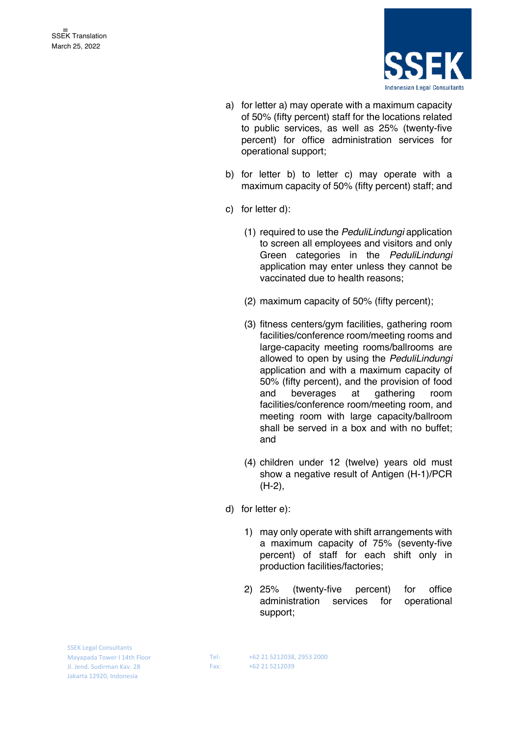a) for letter a) may operate with a maximum capacity of 50% (fifty percent) staff for the locations related to public services, as well as 25% (twenty-five percent) for office administration services for operational support;

b) for letter b) to letter c) may operate with a maximum capacity of 50% (fifty percent) staff; and

c) for letter d):

   (1) required to use the *PeduliLindungi* application to screen all employees and visitors and only Green categories in the *PeduliLindungi* application may enter unless they cannot be vaccinated due to health reasons;

   (2) maximum capacity of 50% (fifty percent);

   (3) fitness centers/gym facilities, gathering room facilities/conference room/meeting rooms and large-capacity meeting rooms/ballrooms are allowed to open by using the *PeduliLindungi* application and with a maximum capacity of 50% (fifty percent), and the provision of food and beverages at gathering room facilities/conference room/meeting room, and meeting room with large capacity/ballroom shall be served in a box and with no buffet; and

   (4) children under 12 (twelve) years old must show a negative result of Antigen (H-1)/PCR (H-2),

d) for letter e):

   1) may only operate with shift arrangements with a maximum capacity of 75% (seventy-five percent) of staff for each shift only in production facilities/factories;

   2) 25% (twenty-five percent) for office administration services for operational support;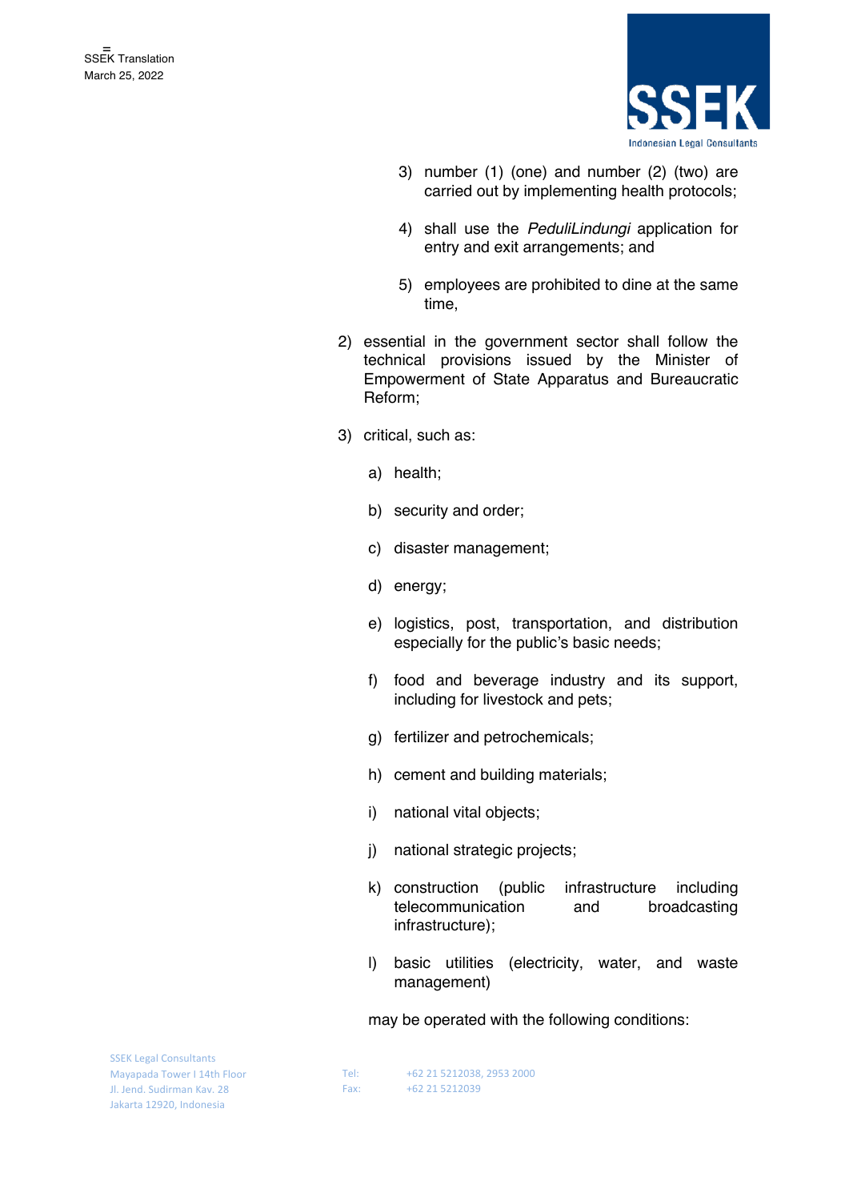3) number (1) (one) and number (2) (two) are carried out by implementing health protocols;

4) shall use the *PeduliLindungi* application for entry and exit arrangements; and

5) employees are prohibited to dine at the same time,

2) essential in the government sector shall follow the technical provisions issued by the Minister of Empowerment of State Apparatus and Bureaucratic Reform;

3) critical, such as:

   a) health;

   b) security and order;

   c) disaster management;

   d) energy;

   e) logistics, post, transportation, and distribution especially for the public's basic needs;

   f) food and beverage industry and its support, including for livestock and pets;

   g) fertilizer and petrochemicals;

   h) cement and building materials;

   i) national vital objects;

   j) national strategic projects;

   k) construction (public infrastructure including telecommunication and broadcasting infrastructure);

   l) basic utilities (electricity, water, and waste management)

   may be operated with the following conditions: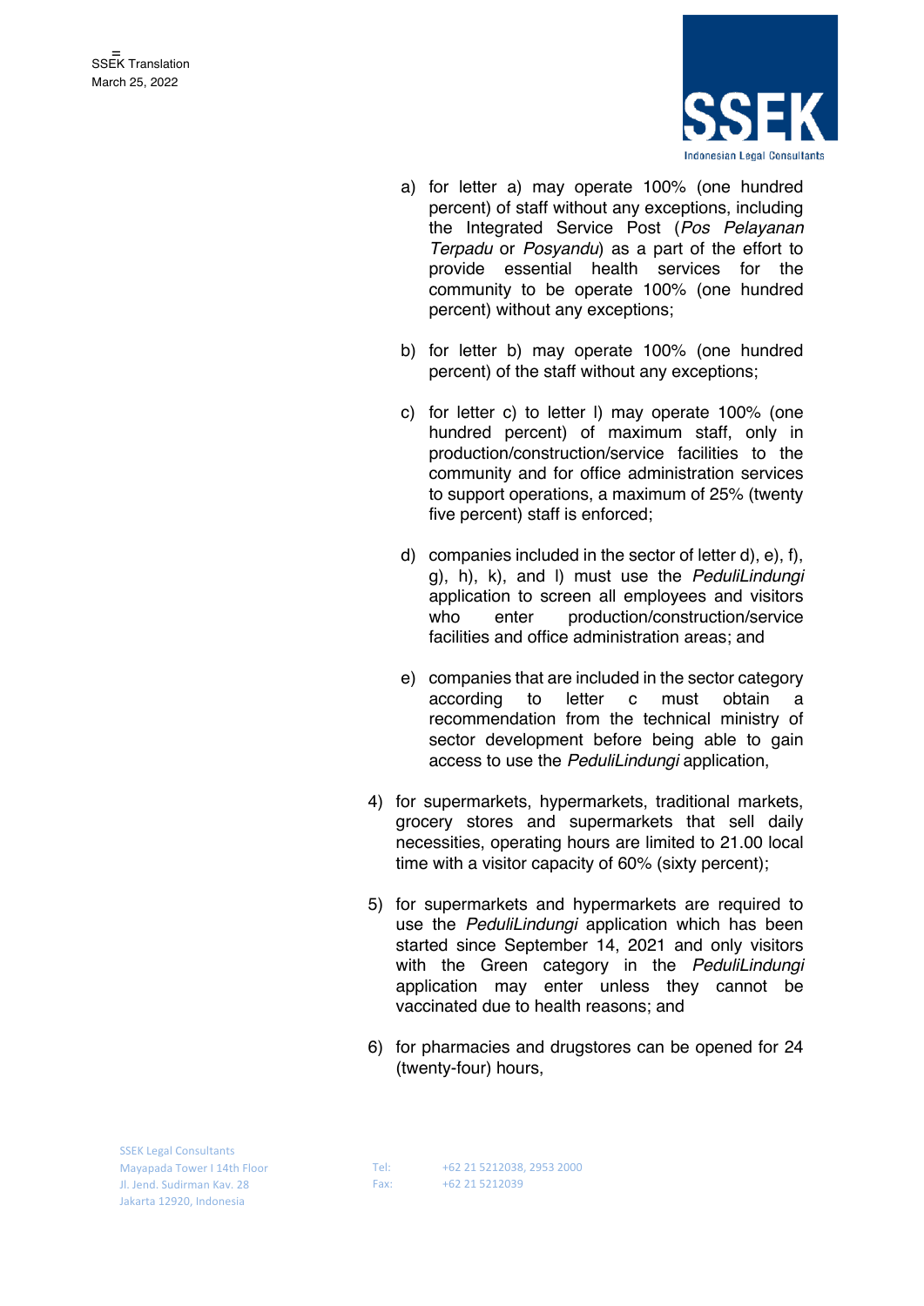a) for letter a) may operate 100% (one hundred percent) of staff without any exceptions, including the Integrated Service Post (*Pos Pelayanan Terpadu* or *Posyandu*) as a part of the effort to provide essential health services for the community to be operate 100% (one hundred percent) without any exceptions;

b) for letter b) may operate 100% (one hundred percent) of the staff without any exceptions;

c) for letter c) to letter l) may operate 100% (one hundred percent) of maximum staff, only in production/construction/service facilities to the community and for office administration services to support operations, a maximum of 25% (twenty five percent) staff is enforced;

d) companies included in the sector of letter d), e), f), g), h), k), and l) must use the *PeduliLindungi* application to screen all employees and visitors who enter production/construction/service facilities and office administration areas; and

e) companies that are included in the sector category according to letter c must obtain a recommendation from the technical ministry of sector development before being able to gain access to use the *PeduliLindungi* application,

4) for supermarkets, hypermarkets, traditional markets, grocery stores and supermarkets that sell daily necessities, operating hours are limited to 21.00 local time with a visitor capacity of 60% (sixty percent);

5) for supermarkets and hypermarkets are required to use the *PeduliLindungi* application which has been started since September 14, 2021 and only visitors with the Green category in the *PeduliLindungi* application may enter unless they cannot be vaccinated due to health reasons; and

6) for pharmacies and drugstores can be opened for 24 (twenty-four) hours,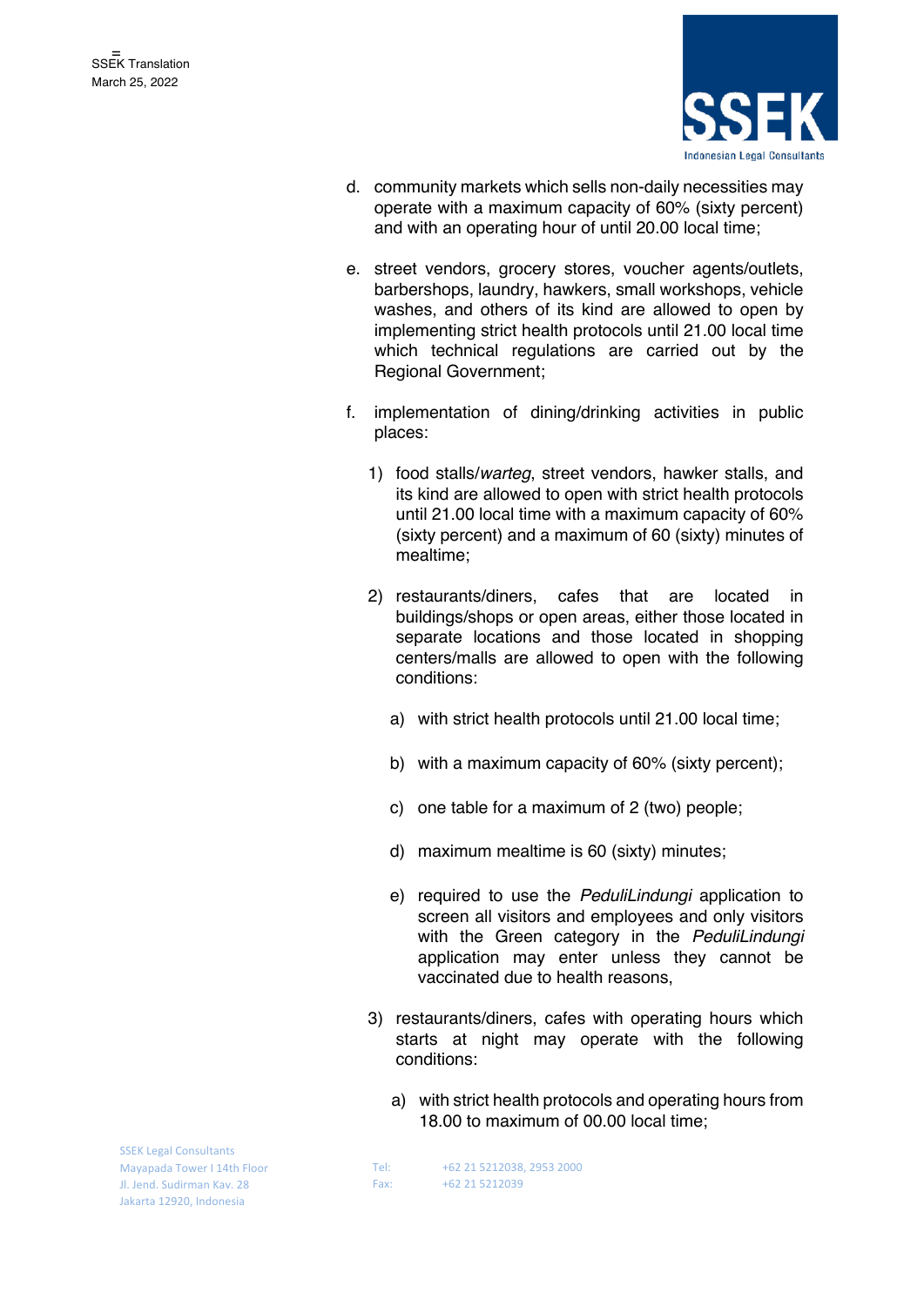d. community markets which sells non-daily necessities may operate with a maximum capacity of 60% (sixty percent) and with an operating hour of until 20.00 local time;

e. street vendors, grocery stores, voucher agents/outlets, barbershops, laundry, hawkers, small workshops, vehicle washes, and others of its kind are allowed to open by implementing strict health protocols until 21.00 local time which technical regulations are carried out by the Regional Government;

f. implementation of dining/drinking activities in public places:

   1) food stalls/*warteg*, street vendors, hawker stalls, and its kind are allowed to open with strict health protocols until 21.00 local time with a maximum capacity of 60% (sixty percent) and a maximum of 60 (sixty) minutes of mealtime;

   2) restaurants/diners, cafes that are located in buildings/shops or open areas, either those located in separate locations and those located in shopping centers/malls are allowed to open with the following conditions:

      a) with strict health protocols until 21.00 local time;

      b) with a maximum capacity of 60% (sixty percent);

      c) one table for a maximum of 2 (two) people;

      d) maximum mealtime is 60 (sixty) minutes;

      e) required to use the *PeduliLindungi* application to screen all visitors and employees and only visitors with the Green category in the *PeduliLindungi* application may enter unless they cannot be vaccinated due to health reasons,

   3) restaurants/diners, cafes with operating hours which starts at night may operate with the following conditions:

      a) with strict health protocols and operating hours from 18.00 to maximum of 00.00 local time;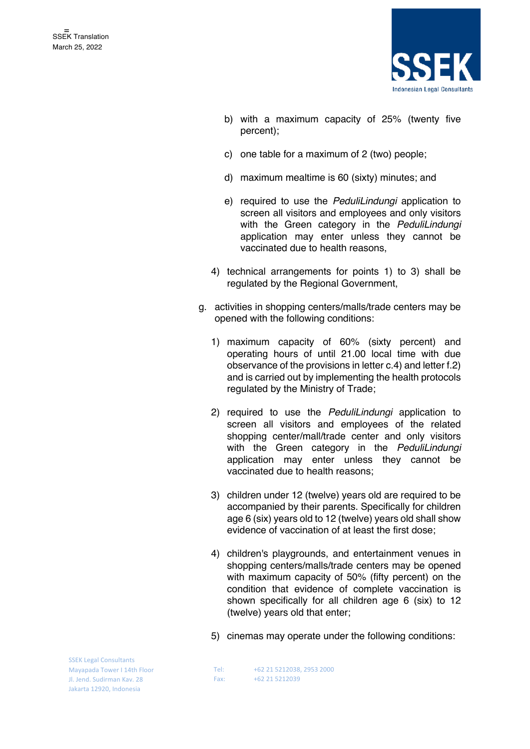b) with a maximum capacity of 25% (twenty five percent);

c) one table for a maximum of 2 (two) people;

d) maximum mealtime is 60 (sixty) minutes; and

e) required to use the *PeduliLindungi* application to screen all visitors and employees and only visitors with the Green category in the *PeduliLindungi* application may enter unless they cannot be vaccinated due to health reasons,

4) technical arrangements for points 1) to 3) shall be regulated by the Regional Government,

g. activities in shopping centers/malls/trade centers may be opened with the following conditions:

1) maximum capacity of 60% (sixty percent) and operating hours of until 21.00 local time with due observance of the provisions in letter c.4) and letter f.2) and is carried out by implementing the health protocols regulated by the Ministry of Trade;

2) required to use the *PeduliLindungi* application to screen all visitors and employees of the related shopping center/mall/trade center and only visitors with the Green category in the *PeduliLindungi* application may enter unless they cannot be vaccinated due to health reasons;

3) children under 12 (twelve) years old are required to be accompanied by their parents. Specifically for children age 6 (six) years old to 12 (twelve) years old shall show evidence of vaccination of at least the first dose;

4) children's playgrounds, and entertainment venues in shopping centers/malls/trade centers may be opened with maximum capacity of 50% (fifty percent) on the condition that evidence of complete vaccination is shown specifically for all children age 6 (six) to 12 (twelve) years old that enter;

5) cinemas may operate under the following conditions: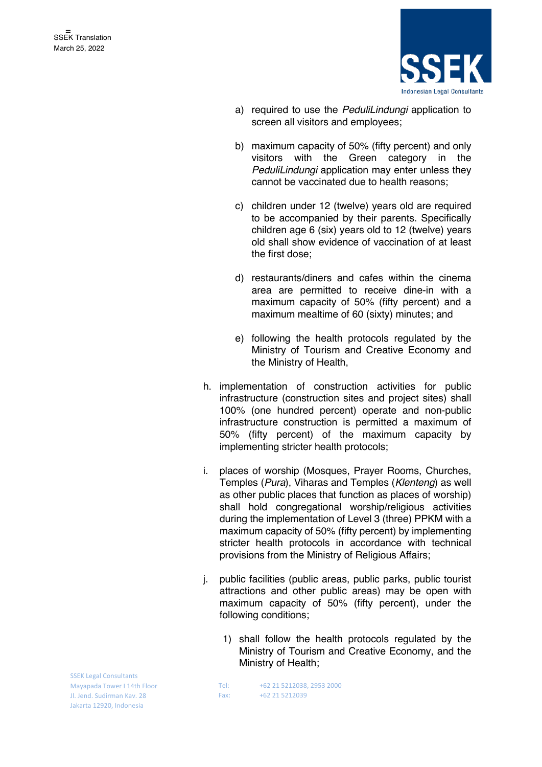a) required to use the *PeduliLindungi* application to screen all visitors and employees;

b) maximum capacity of 50% (fifty percent) and only visitors with the Green category in the *PeduliLindungi* application may enter unless they cannot be vaccinated due to health reasons;

c) children under 12 (twelve) years old are required to be accompanied by their parents. Specifically children age 6 (six) years old to 12 (twelve) years old shall show evidence of vaccination of at least the first dose;

d) restaurants/diners and cafes within the cinema area are permitted to receive dine-in with a maximum capacity of 50% (fifty percent) and a maximum mealtime of 60 (sixty) minutes; and

e) following the health protocols regulated by the Ministry of Tourism and Creative Economy and the Ministry of Health,

h. implementation of construction activities for public infrastructure (construction sites and project sites) shall 100% (one hundred percent) operate and non-public infrastructure construction is permitted a maximum of 50% (fifty percent) of the maximum capacity by implementing stricter health protocols;

i. places of worship (Mosques, Prayer Rooms, Churches, Temples (*Pura*), Viharas and Temples (*Klenteng*) as well as other public places that function as places of worship) shall hold congregational worship/religious activities during the implementation of Level 3 (three) PPKM with a maximum capacity of 50% (fifty percent) by implementing stricter health protocols in accordance with technical provisions from the Ministry of Religious Affairs;

j. public facilities (public areas, public parks, public tourist attractions and other public areas) may be open with maximum capacity of 50% (fifty percent), under the following conditions;

1) shall follow the health protocols regulated by the Ministry of Tourism and Creative Economy, and the Ministry of Health;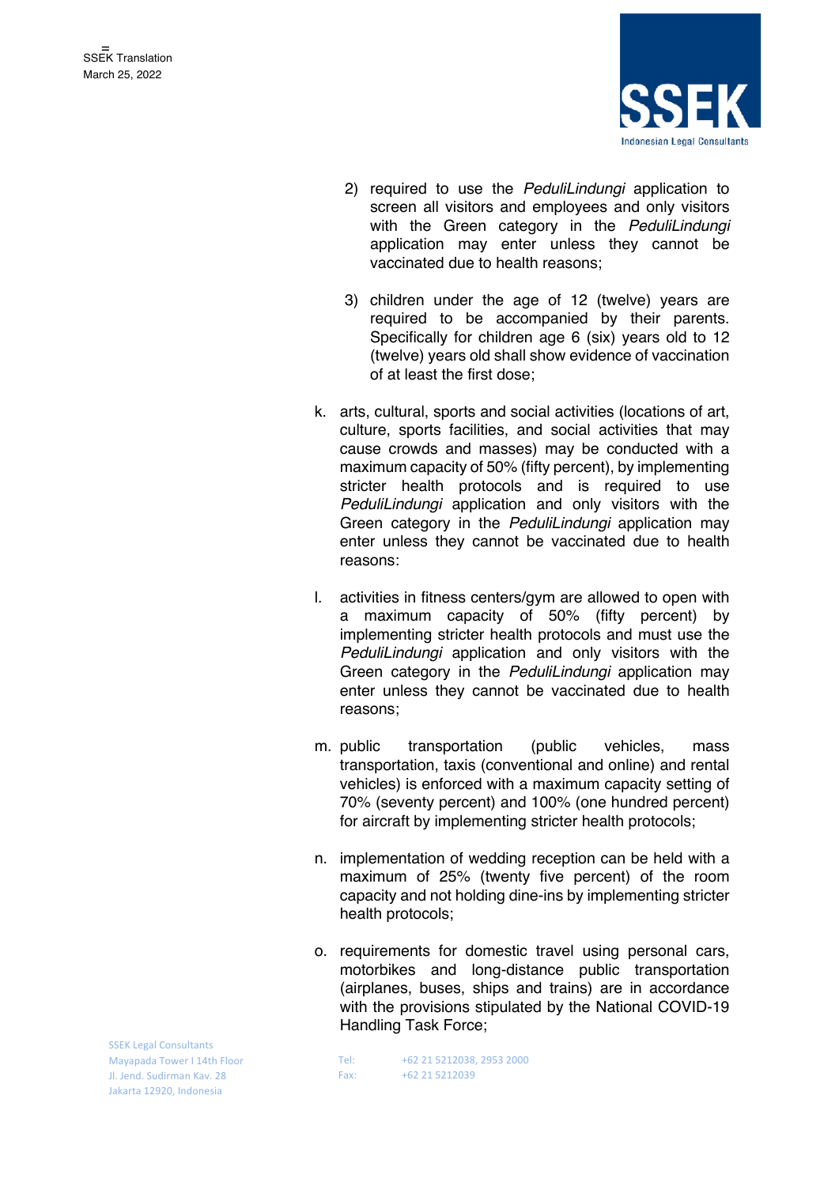2) required to use the *PeduliLindungi* application to screen all visitors and employees and only visitors with the Green category in the *PeduliLindungi* application may enter unless they cannot be vaccinated due to health reasons;

3) children under the age of 12 (twelve) years are required to be accompanied by their parents. Specifically for children age 6 (six) years old to 12 (twelve) years old shall show evidence of vaccination of at least the first dose;

k. arts, cultural, sports and social activities (locations of art, culture, sports facilities, and social activities that may cause crowds and masses) may be conducted with a maximum capacity of 50% (fifty percent), by implementing stricter health protocols and is required to use *PeduliLindungi* application and only visitors with the Green category in the *PeduliLindungi* application may enter unless they cannot be vaccinated due to health reasons:

l. activities in fitness centers/gym are allowed to open with a maximum capacity of 50% (fifty percent) by implementing stricter health protocols and must use the *PeduliLindungi* application and only visitors with the Green category in the *PeduliLindungi* application may enter unless they cannot be vaccinated due to health reasons;

m. public transportation (public vehicles, mass transportation, taxis (conventional and online) and rental vehicles) is enforced with a maximum capacity setting of 70% (seventy percent) and 100% (one hundred percent) for aircraft by implementing stricter health protocols;

n. implementation of wedding reception can be held with a maximum of 25% (twenty five percent) of the room capacity and not holding dine-ins by implementing stricter health protocols;

o. requirements for domestic travel using personal cars, motorbikes and long-distance public transportation (airplanes, buses, ships and trains) are in accordance with the provisions stipulated by the National COVID-19 Handling Task Force;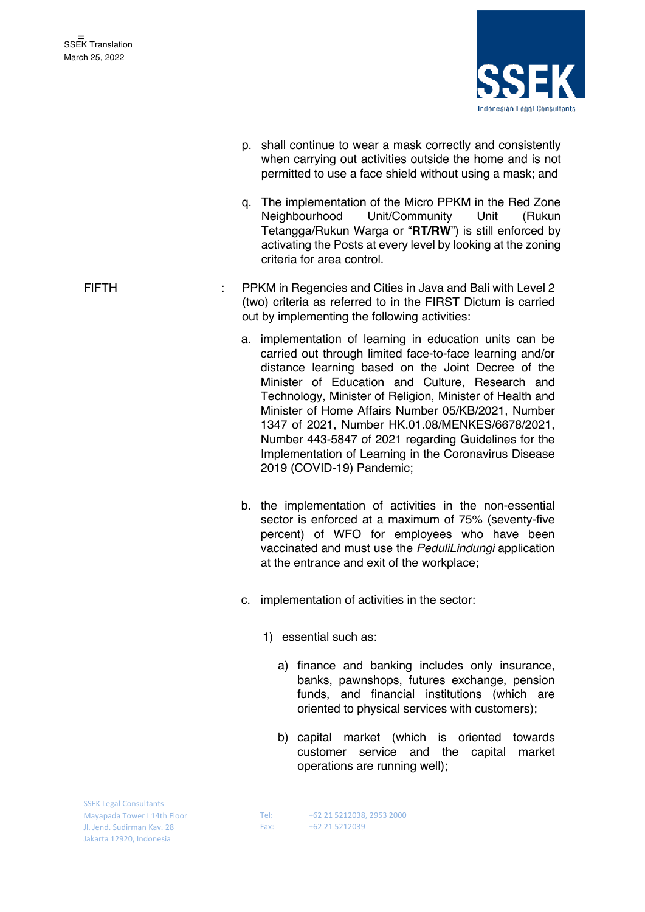p. shall continue to wear a mask correctly and consistently when carrying out activities outside the home and is not permitted to use a face shield without using a mask; and

q. The implementation of the Micro PPKM in the Red Zone Neighbourhood Unit/Community Unit (Rukun Tetangga/Rukun Warga or "**RT/RW**") is still enforced by activating the Posts at every level by looking at the zoning criteria for area control.

FIFTH : PPKM in Regencies and Cities in Java and Bali with Level 2 (two) criteria as referred to in the FIRST Dictum is carried out by implementing the following activities:

a. implementation of learning in education units can be carried out through limited face-to-face learning and/or distance learning based on the Joint Decree of the Minister of Education and Culture, Research and Technology, Minister of Religion, Minister of Health and Minister of Home Affairs Number 05/KB/2021, Number 1347 of 2021, Number HK.01.08/MENKES/6678/2021, Number 443-5847 of 2021 regarding Guidelines for the Implementation of Learning in the Coronavirus Disease 2019 (COVID-19) Pandemic;

b. the implementation of activities in the non-essential sector is enforced at a maximum of 75% (seventy-five percent) of WFO for employees who have been vaccinated and must use the *PeduliLindungi* application at the entrance and exit of the workplace;

c. implementation of activities in the sector:

   1) essential such as:

      a) finance and banking includes only insurance, banks, pawnshops, futures exchange, pension funds, and financial institutions (which are oriented to physical services with customers);

      b) capital market (which is oriented towards customer service and the capital market operations are running well);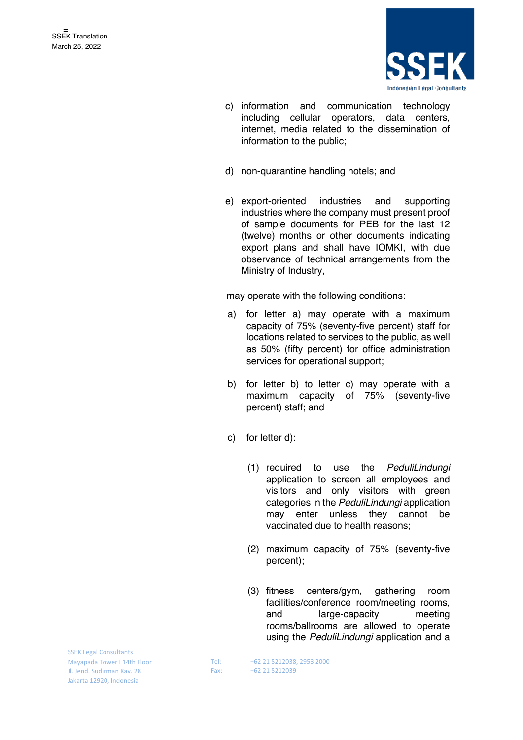c) information and communication technology including cellular operators, data centers, internet, media related to the dissemination of information to the public;

d) non-quarantine handling hotels; and

e) export-oriented industries and supporting industries where the company must present proof of sample documents for PEB for the last 12 (twelve) months or other documents indicating export plans and shall have IOMKI, with due observance of technical arrangements from the Ministry of Industry,

may operate with the following conditions:

a) for letter a) may operate with a maximum capacity of 75% (seventy-five percent) staff for locations related to services to the public, as well as 50% (fifty percent) for office administration services for operational support;

b) for letter b) to letter c) may operate with a maximum capacity of 75% (seventy-five percent) staff; and

c) for letter d):

   (1) required to use the *PeduliLindungi* application to screen all employees and visitors and only visitors with green categories in the *PeduliLindungi* application may enter unless they cannot be vaccinated due to health reasons;

   (2) maximum capacity of 75% (seventy-five percent);

   (3) fitness centers/gym, gathering room facilities/conference room/meeting rooms, and large-capacity meeting rooms/ballrooms are allowed to operate using the *PeduliLindungi* application and a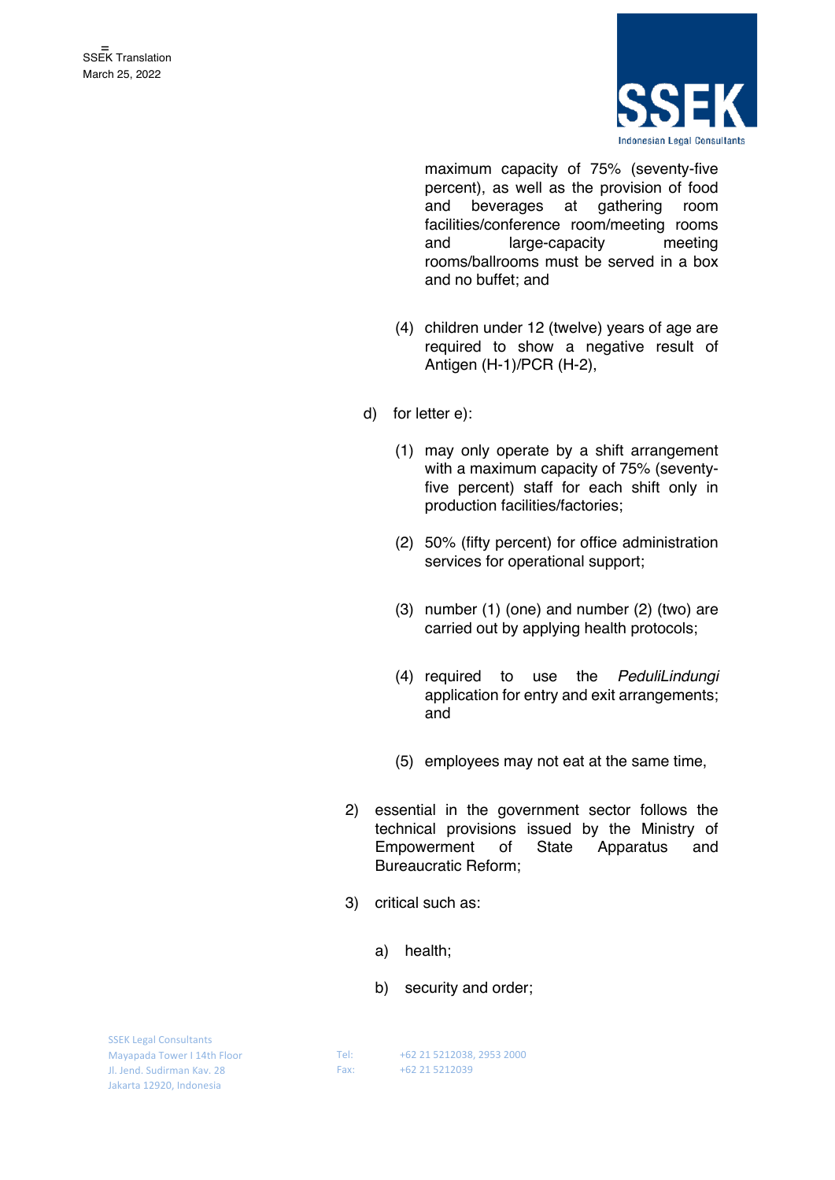maximum capacity of 75% (seventy-five percent), as well as the provision of food and beverages at gathering room facilities/conference room/meeting rooms and large-capacity meeting rooms/ballrooms must be served in a box and no buffet; and

(4) children under 12 (twelve) years of age are required to show a negative result of Antigen (H-1)/PCR (H-2),

d) for letter e):

(1) may only operate by a shift arrangement with a maximum capacity of 75% (seventy-five percent) staff for each shift only in production facilities/factories;

(2) 50% (fifty percent) for office administration services for operational support;

(3) number (1) (one) and number (2) (two) are carried out by applying health protocols;

(4) required to use the *PeduliLindungi* application for entry and exit arrangements; and

(5) employees may not eat at the same time,

2) essential in the government sector follows the technical provisions issued by the Ministry of Empowerment of State Apparatus and Bureaucratic Reform;

3) critical such as:

a) health;

b) security and order;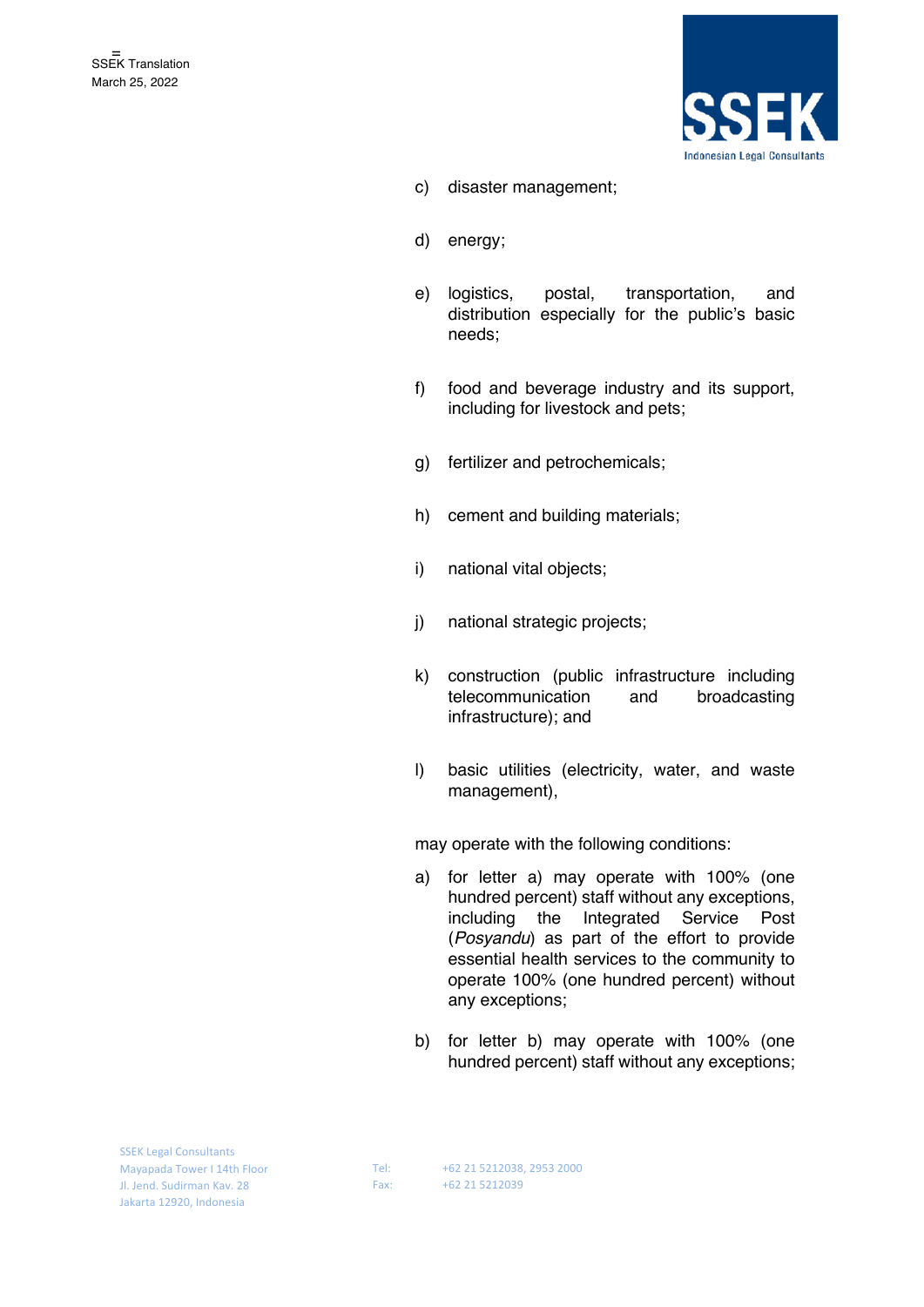c) disaster management;

d) energy;

e) logistics, postal, transportation, and distribution especially for the public's basic needs;

f) food and beverage industry and its support, including for livestock and pets;

g) fertilizer and petrochemicals;

h) cement and building materials;

i) national vital objects;

j) national strategic projects;

k) construction (public infrastructure including telecommunication and broadcasting infrastructure); and

l) basic utilities (electricity, water, and waste management),

may operate with the following conditions:

a) for letter a) may operate with 100% (one hundred percent) staff without any exceptions, including the Integrated Service Post (*Posyandu*) as part of the effort to provide essential health services to the community to operate 100% (one hundred percent) without any exceptions;

b) for letter b) may operate with 100% (one hundred percent) staff without any exceptions;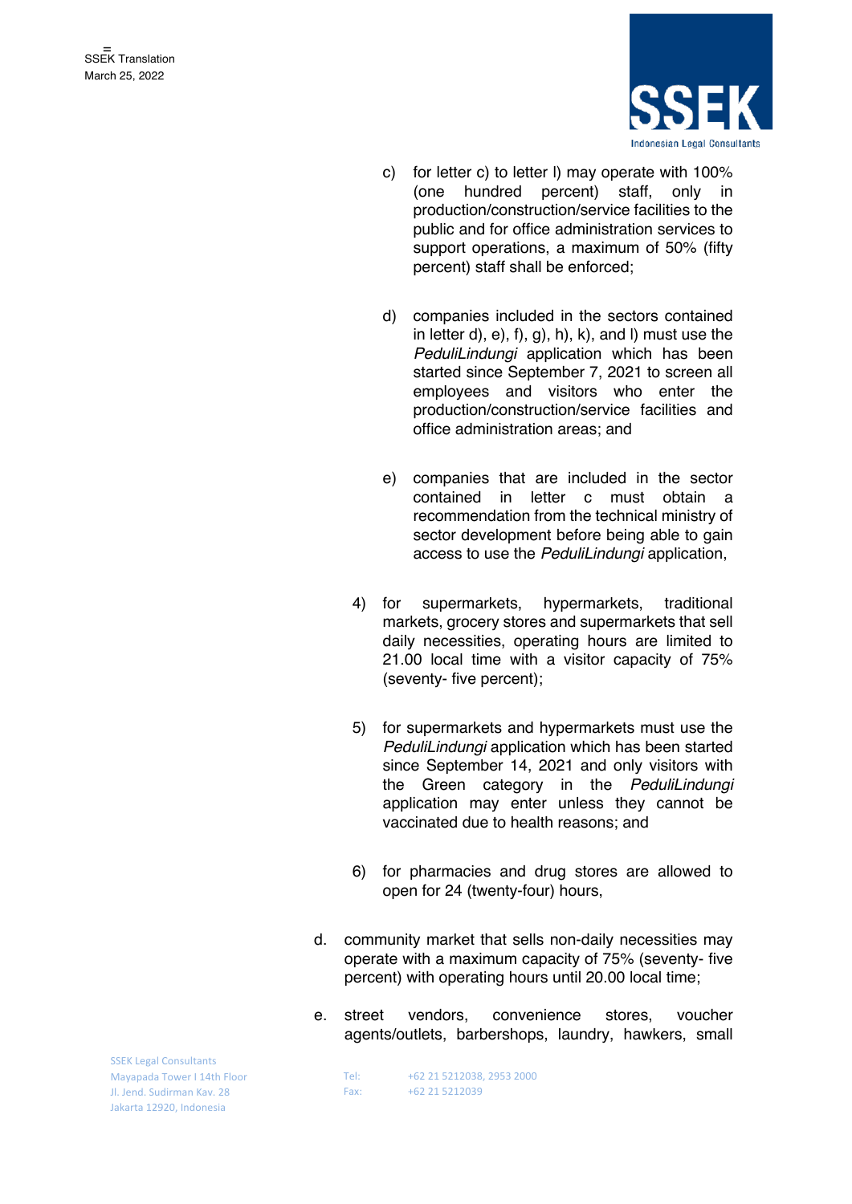c) for letter c) to letter l) may operate with 100% (one hundred percent) staff, only in production/construction/service facilities to the public and for office administration services to support operations, a maximum of 50% (fifty percent) staff shall be enforced;

d) companies included in the sectors contained in letter d), e), f), g), h), k), and l) must use the *PeduliLindungi* application which has been started since September 7, 2021 to screen all employees and visitors who enter the production/construction/service facilities and office administration areas; and

e) companies that are included in the sector contained in letter c must obtain a recommendation from the technical ministry of sector development before being able to gain access to use the *PeduliLindungi* application,

4) for supermarkets, hypermarkets, traditional markets, grocery stores and supermarkets that sell daily necessities, operating hours are limited to 21.00 local time with a visitor capacity of 75% (seventy- five percent);

5) for supermarkets and hypermarkets must use the *PeduliLindungi* application which has been started since September 14, 2021 and only visitors with the Green category in the *PeduliLindungi* application may enter unless they cannot be vaccinated due to health reasons; and

6) for pharmacies and drug stores are allowed to open for 24 (twenty-four) hours,

d. community market that sells non-daily necessities may operate with a maximum capacity of 75% (seventy- five percent) with operating hours until 20.00 local time;

e. street vendors, convenience stores, voucher agents/outlets, barbershops, laundry, hawkers, small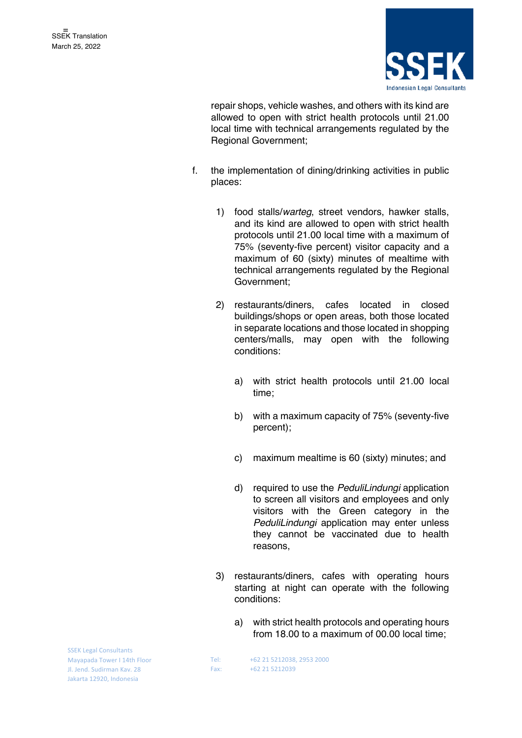repair shops, vehicle washes, and others with its kind are allowed to open with strict health protocols until 21.00 local time with technical arrangements regulated by the Regional Government;

f. the implementation of dining/drinking activities in public places:

   1) food stalls/*warteg*, street vendors, hawker stalls, and its kind are allowed to open with strict health protocols until 21.00 local time with a maximum of 75% (seventy-five percent) visitor capacity and a maximum of 60 (sixty) minutes of mealtime with technical arrangements regulated by the Regional Government;

   2) restaurants/diners, cafes located in closed buildings/shops or open areas, both those located in separate locations and those located in shopping centers/malls, may open with the following conditions:

      a) with strict health protocols until 21.00 local time;

      b) with a maximum capacity of 75% (seventy-five percent);

      c) maximum mealtime is 60 (sixty) minutes; and

      d) required to use the *PeduliLindungi* application to screen all visitors and employees and only visitors with the Green category in the *PeduliLindungi* application may enter unless they cannot be vaccinated due to health reasons,

   3) restaurants/diners, cafes with operating hours starting at night can operate with the following conditions:

      a) with strict health protocols and operating hours from 18.00 to a maximum of 00.00 local time;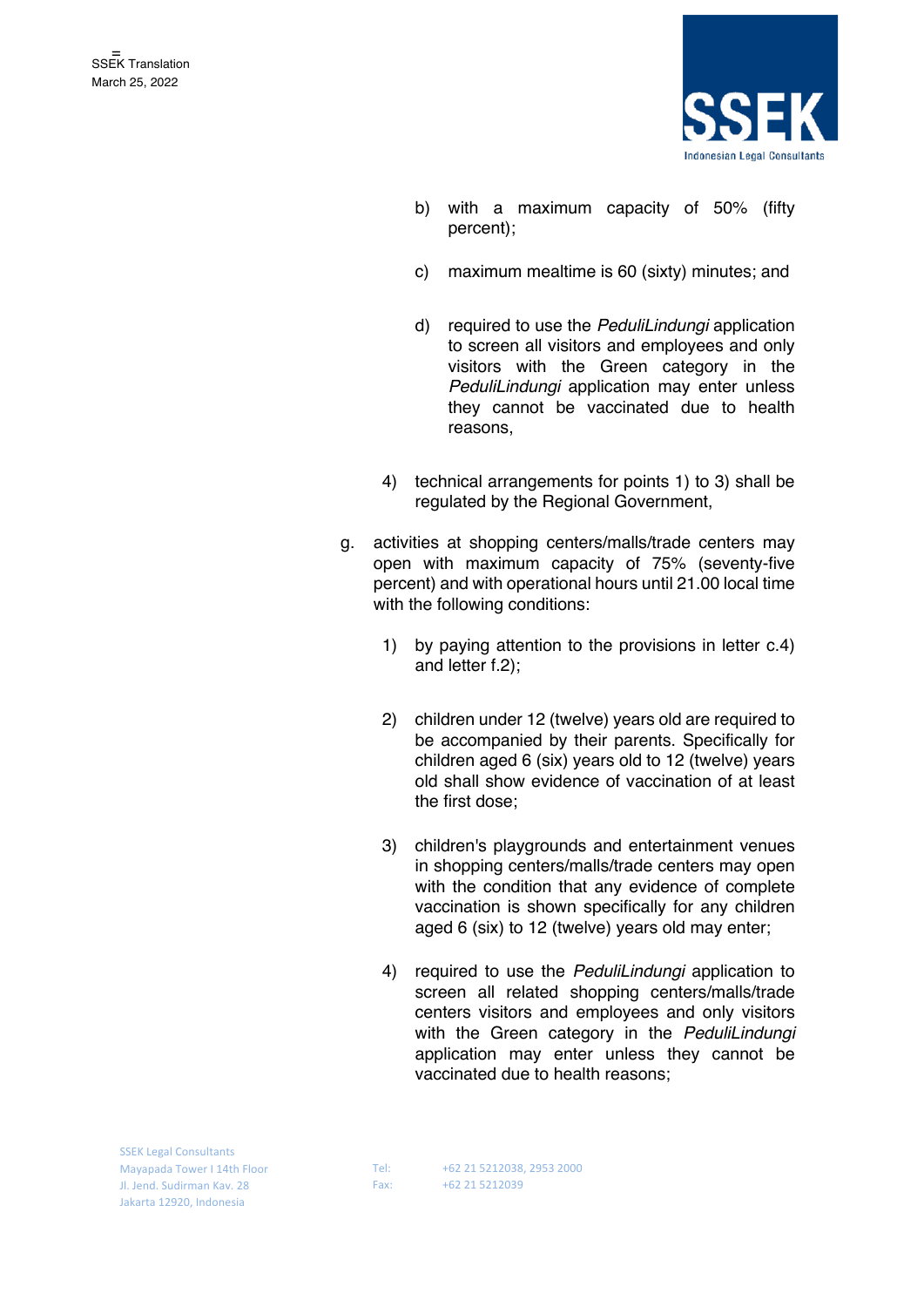b) with a maximum capacity of 50% (fifty percent);

c) maximum mealtime is 60 (sixty) minutes; and

d) required to use the *PeduliLindungi* application to screen all visitors and employees and only visitors with the Green category in the *PeduliLindungi* application may enter unless they cannot be vaccinated due to health reasons,

4) technical arrangements for points 1) to 3) shall be regulated by the Regional Government,

g. activities at shopping centers/malls/trade centers may open with maximum capacity of 75% (seventy-five percent) and with operational hours until 21.00 local time with the following conditions:

1) by paying attention to the provisions in letter c.4) and letter f.2);

2) children under 12 (twelve) years old are required to be accompanied by their parents. Specifically for children aged 6 (six) years old to 12 (twelve) years old shall show evidence of vaccination of at least the first dose;

3) children's playgrounds and entertainment venues in shopping centers/malls/trade centers may open with the condition that any evidence of complete vaccination is shown specifically for any children aged 6 (six) to 12 (twelve) years old may enter;

4) required to use the *PeduliLindungi* application to screen all related shopping centers/malls/trade centers visitors and employees and only visitors with the Green category in the *PeduliLindungi* application may enter unless they cannot be vaccinated due to health reasons;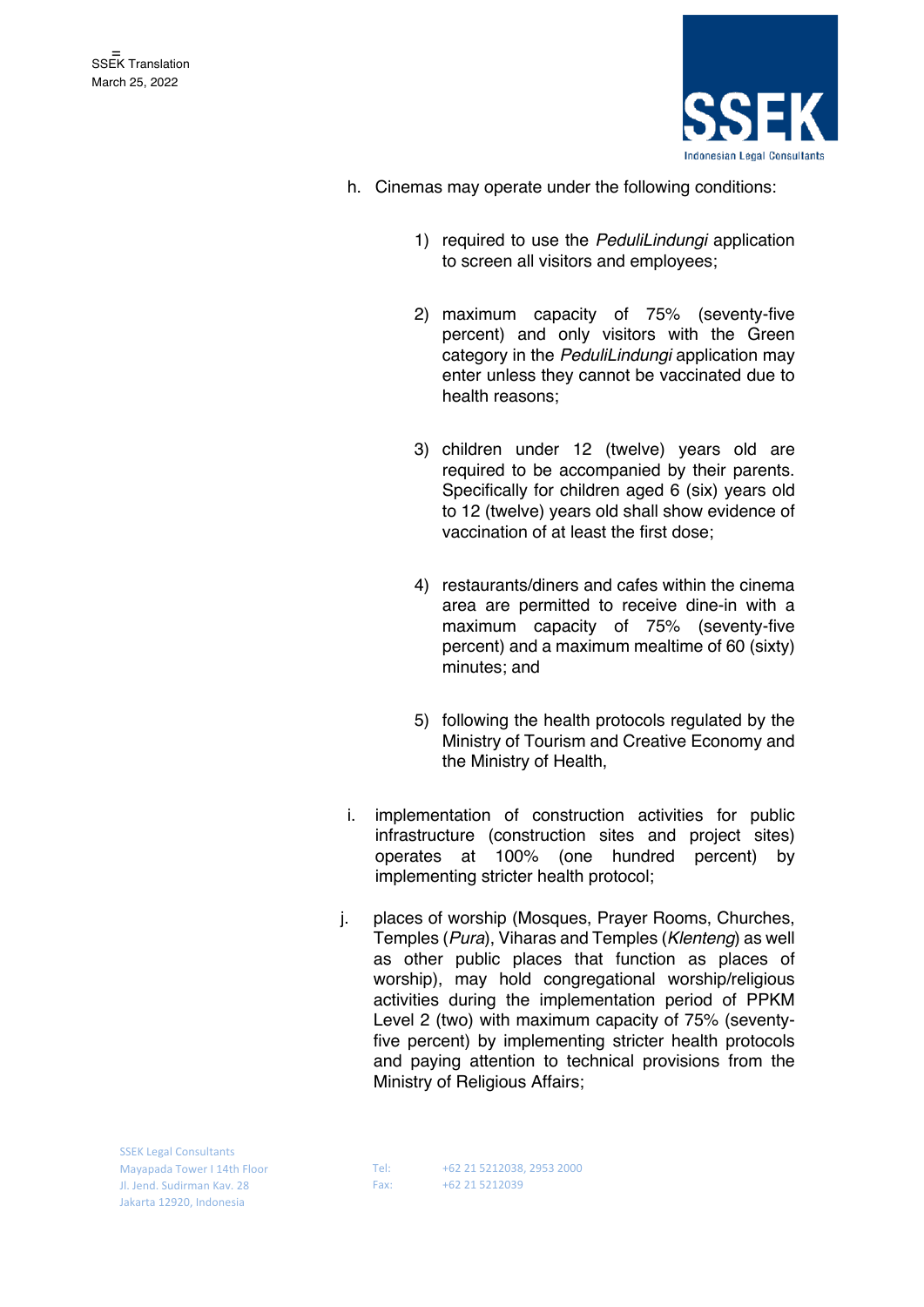h. Cinemas may operate under the following conditions:

   1) required to use the *PeduliLindungi* application to screen all visitors and employees;

   2) maximum capacity of 75% (seventy-five percent) and only visitors with the Green category in the *PeduliLindungi* application may enter unless they cannot be vaccinated due to health reasons;

   3) children under 12 (twelve) years old are required to be accompanied by their parents. Specifically for children aged 6 (six) years old to 12 (twelve) years old shall show evidence of vaccination of at least the first dose;

   4) restaurants/diners and cafes within the cinema area are permitted to receive dine-in with a maximum capacity of 75% (seventy-five percent) and a maximum mealtime of 60 (sixty) minutes; and

   5) following the health protocols regulated by the Ministry of Tourism and Creative Economy and the Ministry of Health,

i. implementation of construction activities for public infrastructure (construction sites and project sites) operates at 100% (one hundred percent) by implementing stricter health protocol;

j. places of worship (Mosques, Prayer Rooms, Churches, Temples (*Pura*), Viharas and Temples (*Klenteng*) as well as other public places that function as places of worship), may hold congregational worship/religious activities during the implementation period of PPKM Level 2 (two) with maximum capacity of 75% (seventy-five percent) by implementing stricter health protocols and paying attention to technical provisions from the Ministry of Religious Affairs;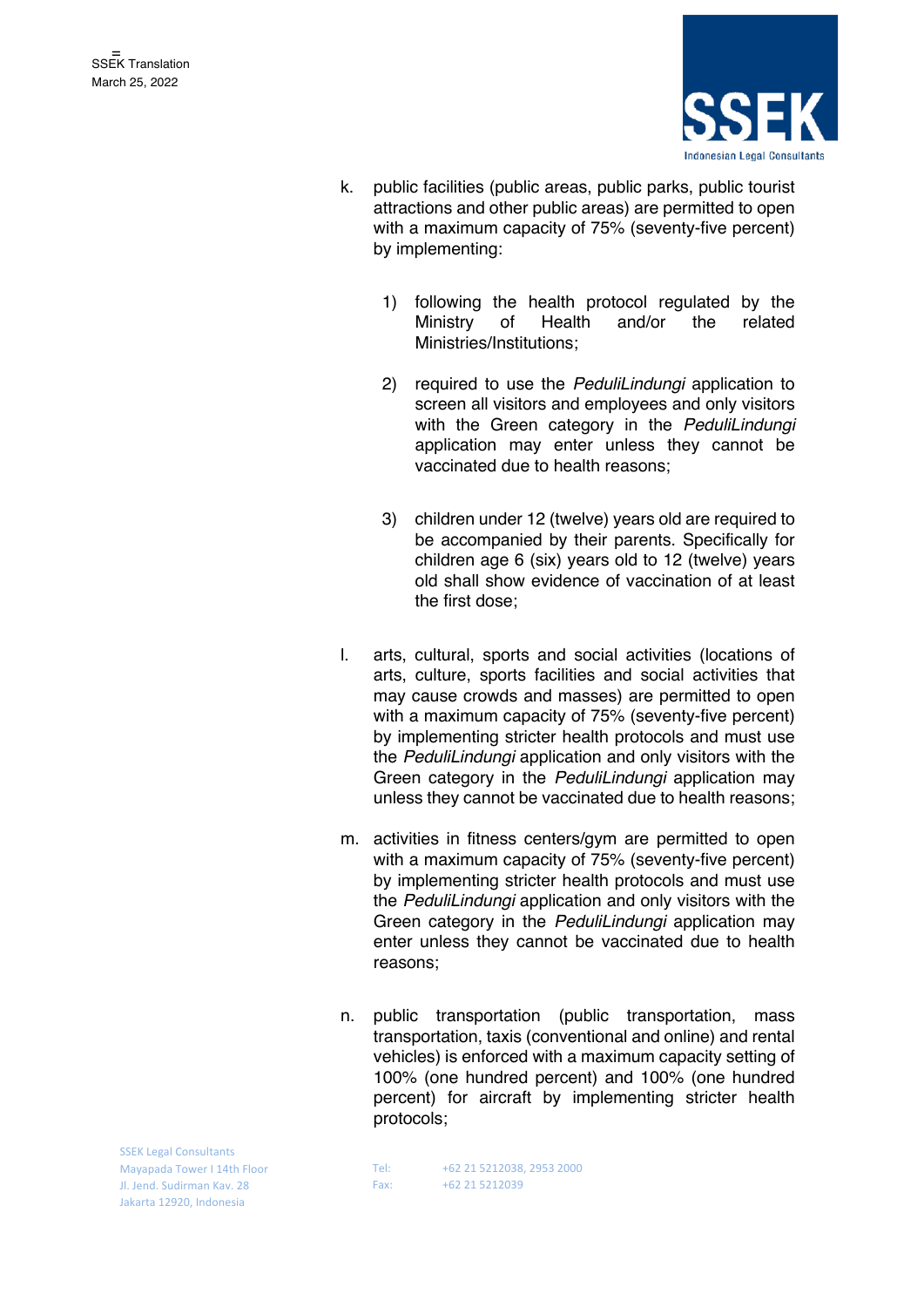k. public facilities (public areas, public parks, public tourist attractions and other public areas) are permitted to open with a maximum capacity of 75% (seventy-five percent) by implementing:

    1) following the health protocol regulated by the Ministry of Health and/or the related Ministries/Institutions;

    2) required to use the *PeduliLindungi* application to screen all visitors and employees and only visitors with the Green category in the *PeduliLindungi* application may enter unless they cannot be vaccinated due to health reasons;

    3) children under 12 (twelve) years old are required to be accompanied by their parents. Specifically for children age 6 (six) years old to 12 (twelve) years old shall show evidence of vaccination of at least the first dose;

l. arts, cultural, sports and social activities (locations of arts, culture, sports facilities and social activities that may cause crowds and masses) are permitted to open with a maximum capacity of 75% (seventy-five percent) by implementing stricter health protocols and must use the *PeduliLindungi* application and only visitors with the Green category in the *PeduliLindungi* application may unless they cannot be vaccinated due to health reasons;

m. activities in fitness centers/gym are permitted to open with a maximum capacity of 75% (seventy-five percent) by implementing stricter health protocols and must use the *PeduliLindungi* application and only visitors with the Green category in the *PeduliLindungi* application may enter unless they cannot be vaccinated due to health reasons;

n. public transportation (public transportation, mass transportation, taxis (conventional and online) and rental vehicles) is enforced with a maximum capacity setting of 100% (one hundred percent) and 100% (one hundred percent) for aircraft by implementing stricter health protocols;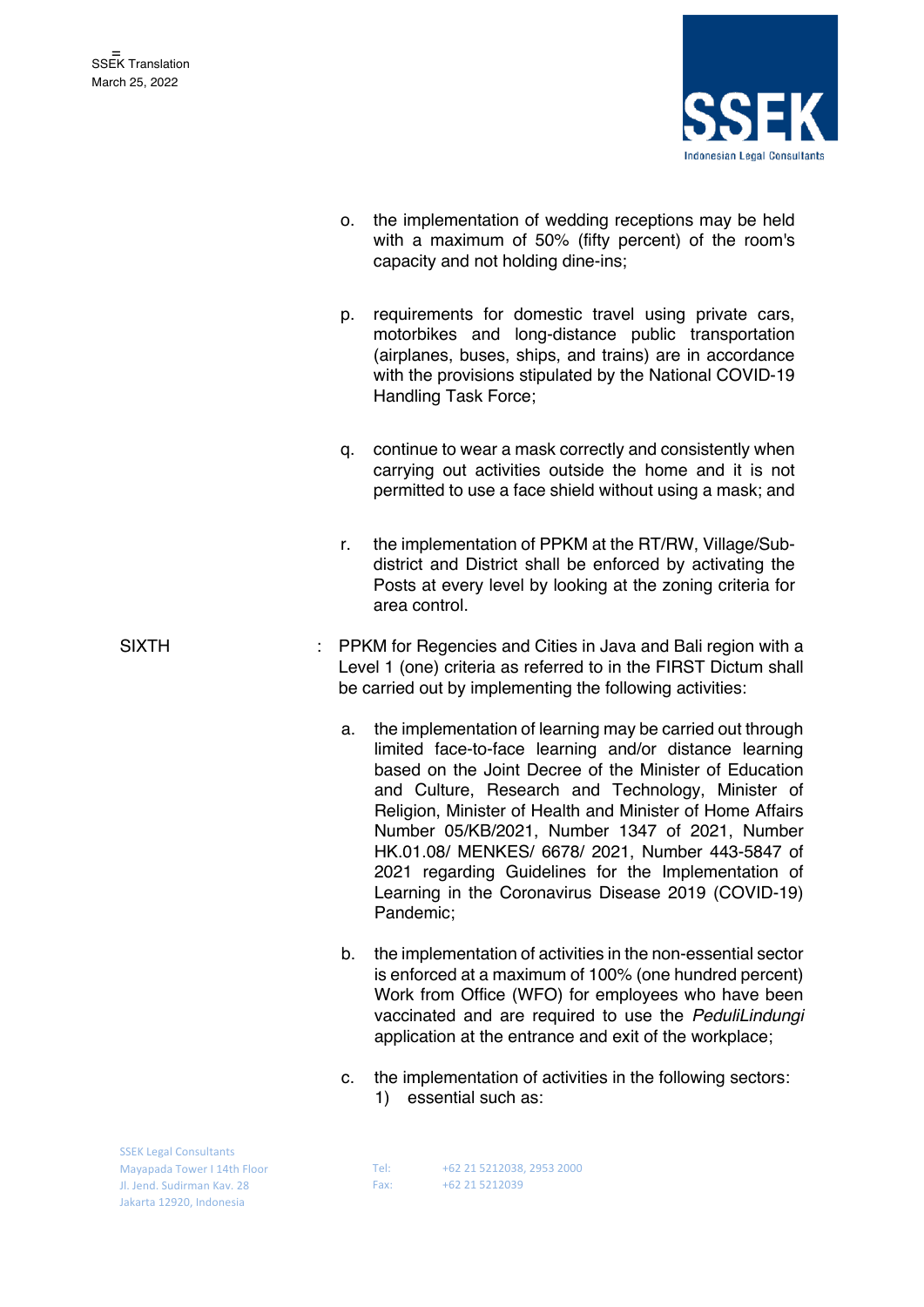o. the implementation of wedding receptions may be held with a maximum of 50% (fifty percent) of the room's capacity and not holding dine-ins;

p. requirements for domestic travel using private cars, motorbikes and long-distance public transportation (airplanes, buses, ships, and trains) are in accordance with the provisions stipulated by the National COVID-19 Handling Task Force;

q. continue to wear a mask correctly and consistently when carrying out activities outside the home and it is not permitted to use a face shield without using a mask; and

r. the implementation of PPKM at the RT/RW, Village/Sub-district and District shall be enforced by activating the Posts at every level by looking at the zoning criteria for area control.

SIXTH : PPKM for Regencies and Cities in Java and Bali region with a Level 1 (one) criteria as referred to in the FIRST Dictum shall be carried out by implementing the following activities:

a. the implementation of learning may be carried out through limited face-to-face learning and/or distance learning based on the Joint Decree of the Minister of Education and Culture, Research and Technology, Minister of Religion, Minister of Health and Minister of Home Affairs Number 05/KB/2021, Number 1347 of 2021, Number HK.01.08/ MENKES/ 6678/ 2021, Number 443-5847 of 2021 regarding Guidelines for the Implementation of Learning in the Coronavirus Disease 2019 (COVID-19) Pandemic;

b. the implementation of activities in the non-essential sector is enforced at a maximum of 100% (one hundred percent) Work from Office (WFO) for employees who have been vaccinated and are required to use the *PeduliLindungi* application at the entrance and exit of the workplace;

c. the implementation of activities in the following sectors:
   1) essential such as: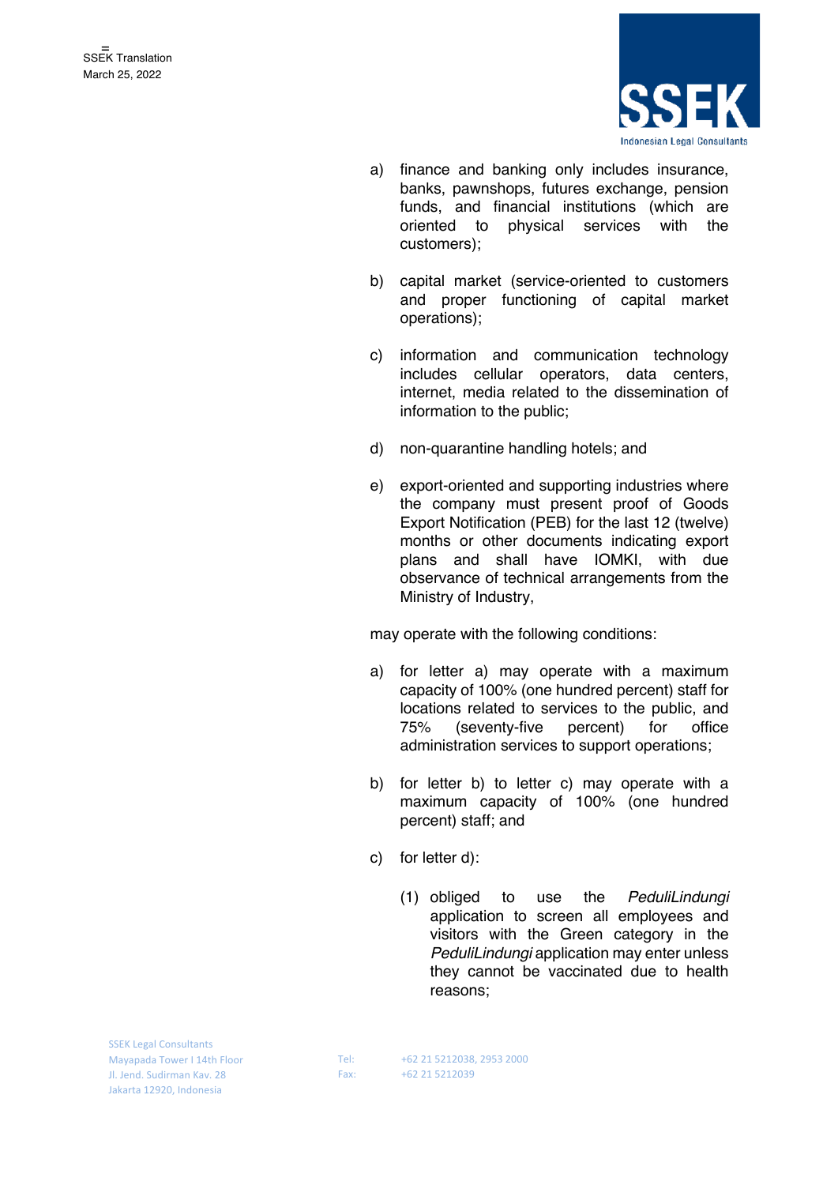a) finance and banking only includes insurance, banks, pawnshops, futures exchange, pension funds, and financial institutions (which are oriented to physical services with the customers);

b) capital market (service-oriented to customers and proper functioning of capital market operations);

c) information and communication technology includes cellular operators, data centers, internet, media related to the dissemination of information to the public;

d) non-quarantine handling hotels; and

e) export-oriented and supporting industries where the company must present proof of Goods Export Notification (PEB) for the last 12 (twelve) months or other documents indicating export plans and shall have IOMKI, with due observance of technical arrangements from the Ministry of Industry,

may operate with the following conditions:

a) for letter a) may operate with a maximum capacity of 100% (one hundred percent) staff for locations related to services to the public, and 75% (seventy-five percent) for office administration services to support operations;

b) for letter b) to letter c) may operate with a maximum capacity of 100% (one hundred percent) staff; and

c) for letter d):

   (1) obliged to use the *PeduliLindungi* application to screen all employees and visitors with the Green category in the *PeduliLindungi* application may enter unless they cannot be vaccinated due to health reasons;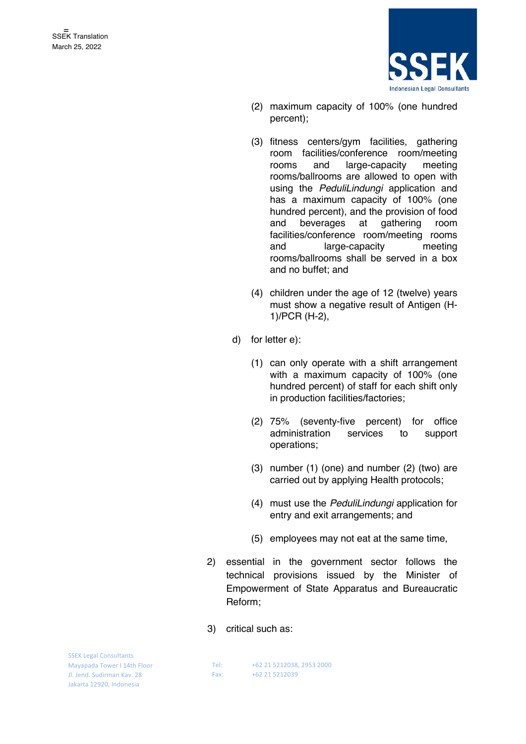(2) maximum capacity of 100% (one hundred percent);

(3) fitness centers/gym facilities, gathering room facilities/conference room/meeting rooms and large-capacity meeting rooms/ballrooms are allowed to open with using the *PeduliLindungi* application and has a maximum capacity of 100% (one hundred percent), and the provision of food and beverages at gathering room facilities/conference room/meeting rooms and large-capacity meeting rooms/ballrooms shall be served in a box and no buffet; and

(4) children under the age of 12 (twelve) years must show a negative result of Antigen (H-1)/PCR (H-2),

d) for letter e):

(1) can only operate with a shift arrangement with a maximum capacity of 100% (one hundred percent) of staff for each shift only in production facilities/factories;

(2) 75% (seventy-five percent) for office administration services to support operations;

(3) number (1) (one) and number (2) (two) are carried out by applying Health protocols;

(4) must use the *PeduliLindungi* application for entry and exit arrangements; and

(5) employees may not eat at the same time,

2) essential in the government sector follows the technical provisions issued by the Minister of Empowerment of State Apparatus and Bureaucratic Reform;

3) critical such as: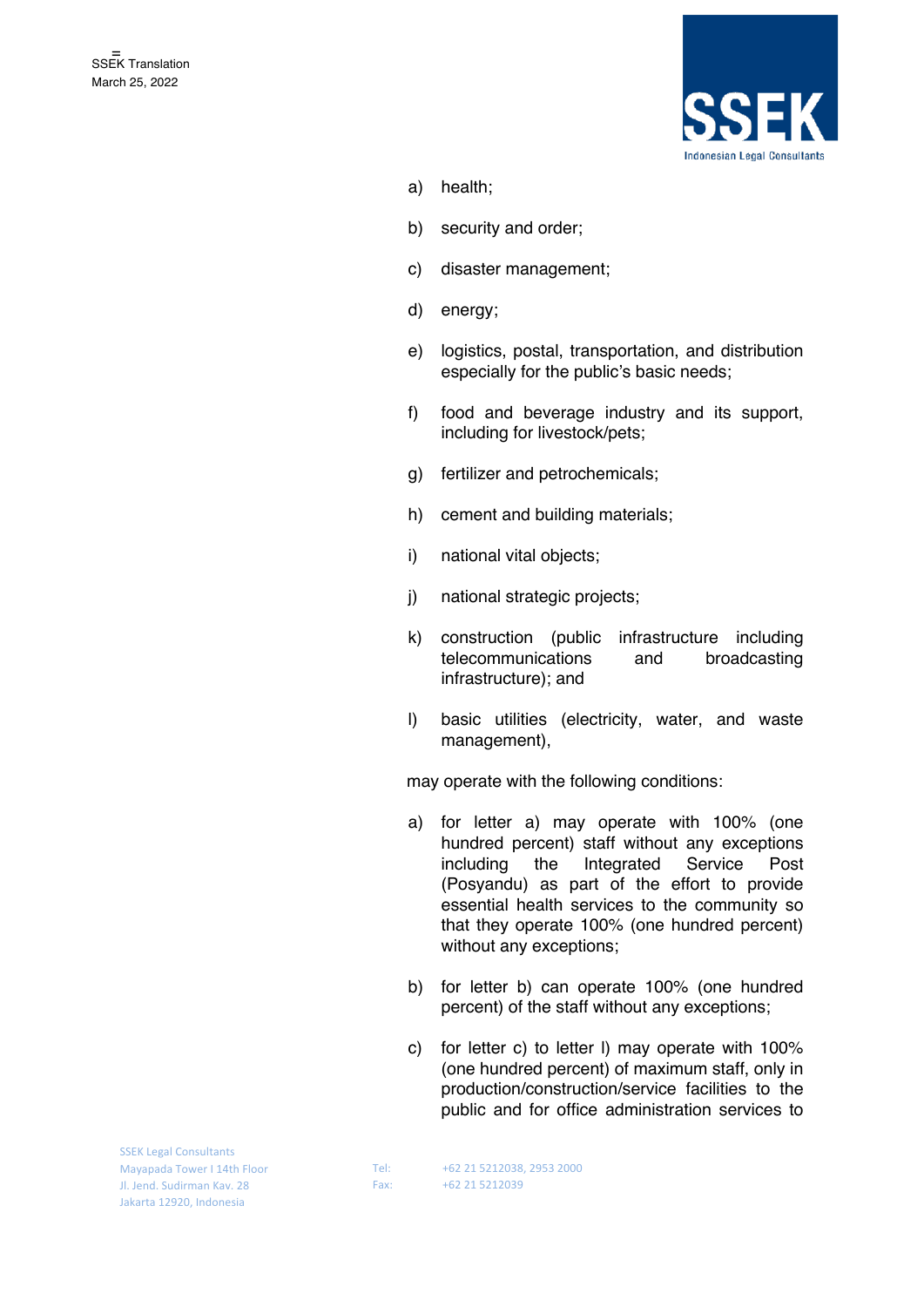a) health;

b) security and order;

c) disaster management;

d) energy;

e) logistics, postal, transportation, and distribution especially for the public's basic needs;

f) food and beverage industry and its support, including for livestock/pets;

g) fertilizer and petrochemicals;

h) cement and building materials;

i) national vital objects;

j) national strategic projects;

k) construction (public infrastructure including telecommunications and broadcasting infrastructure); and

l) basic utilities (electricity, water, and waste management),

may operate with the following conditions:

a) for letter a) may operate with 100% (one hundred percent) staff without any exceptions including the Integrated Service Post (Posyandu) as part of the effort to provide essential health services to the community so that they operate 100% (one hundred percent) without any exceptions;

b) for letter b) can operate 100% (one hundred percent) of the staff without any exceptions;

c) for letter c) to letter l) may operate with 100% (one hundred percent) of maximum staff, only in production/construction/service facilities to the public and for office administration services to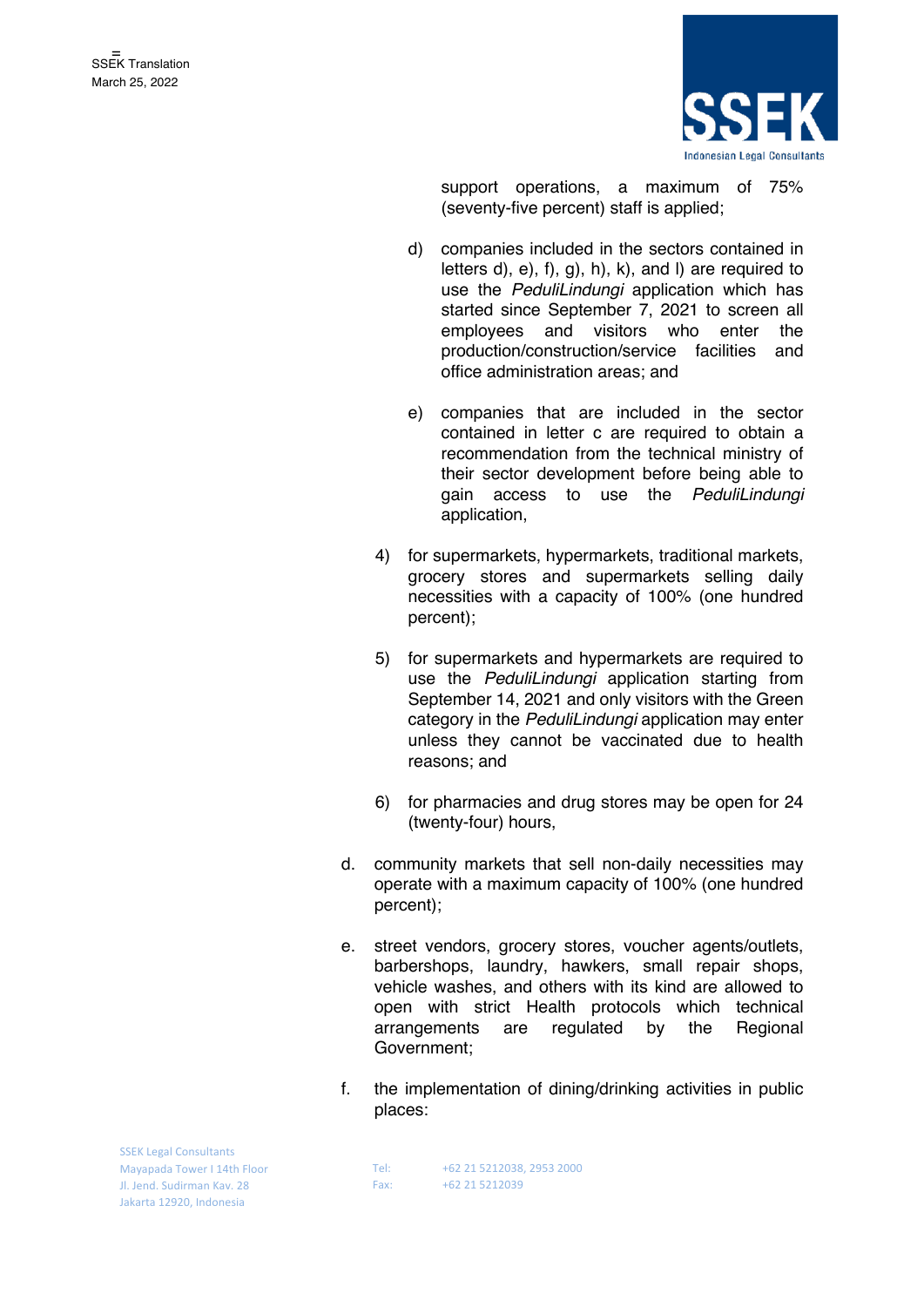support operations, a maximum of 75% (seventy-five percent) staff is applied;

d) companies included in the sectors contained in letters d), e), f), g), h), k), and l) are required to use the *PeduliLindungi* application which has started since September 7, 2021 to screen all employees and visitors who enter the production/construction/service facilities and office administration areas; and

e) companies that are included in the sector contained in letter c are required to obtain a recommendation from the technical ministry of their sector development before being able to gain access to use the *PeduliLindungi* application,

4) for supermarkets, hypermarkets, traditional markets, grocery stores and supermarkets selling daily necessities with a capacity of 100% (one hundred percent);

5) for supermarkets and hypermarkets are required to use the *PeduliLindungi* application starting from September 14, 2021 and only visitors with the Green category in the *PeduliLindungi* application may enter unless they cannot be vaccinated due to health reasons; and

6) for pharmacies and drug stores may be open for 24 (twenty-four) hours,

d. community markets that sell non-daily necessities may operate with a maximum capacity of 100% (one hundred percent);

e. street vendors, grocery stores, voucher agents/outlets, barbershops, laundry, hawkers, small repair shops, vehicle washes, and others with its kind are allowed to open with strict Health protocols which technical arrangements are regulated by the Regional Government;

f. the implementation of dining/drinking activities in public places: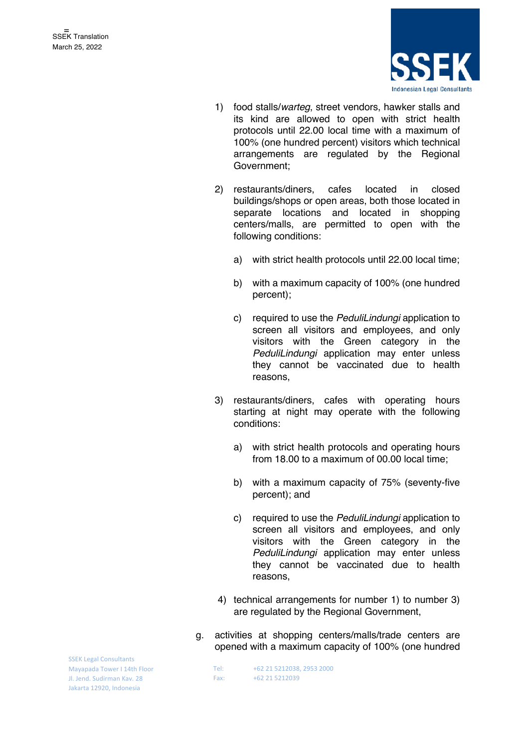1) food stalls/*warteg*, street vendors, hawker stalls and its kind are allowed to open with strict health protocols until 22.00 local time with a maximum of 100% (one hundred percent) visitors which technical arrangements are regulated by the Regional Government;

2) restaurants/diners, cafes located in closed buildings/shops or open areas, both those located in separate locations and located in shopping centers/malls, are permitted to open with the following conditions:

   a) with strict health protocols until 22.00 local time;

   b) with a maximum capacity of 100% (one hundred percent);

   c) required to use the *PeduliLindungi* application to screen all visitors and employees, and only visitors with the Green category in the *PeduliLindungi* application may enter unless they cannot be vaccinated due to health reasons,

3) restaurants/diners, cafes with operating hours starting at night may operate with the following conditions:

   a) with strict health protocols and operating hours from 18.00 to a maximum of 00.00 local time;

   b) with a maximum capacity of 75% (seventy-five percent); and

   c) required to use the *PeduliLindungi* application to screen all visitors and employees, and only visitors with the Green category in the *PeduliLindungi* application may enter unless they cannot be vaccinated due to health reasons,

4) technical arrangements for number 1) to number 3) are regulated by the Regional Government,

g. activities at shopping centers/malls/trade centers are opened with a maximum capacity of 100% (one hundred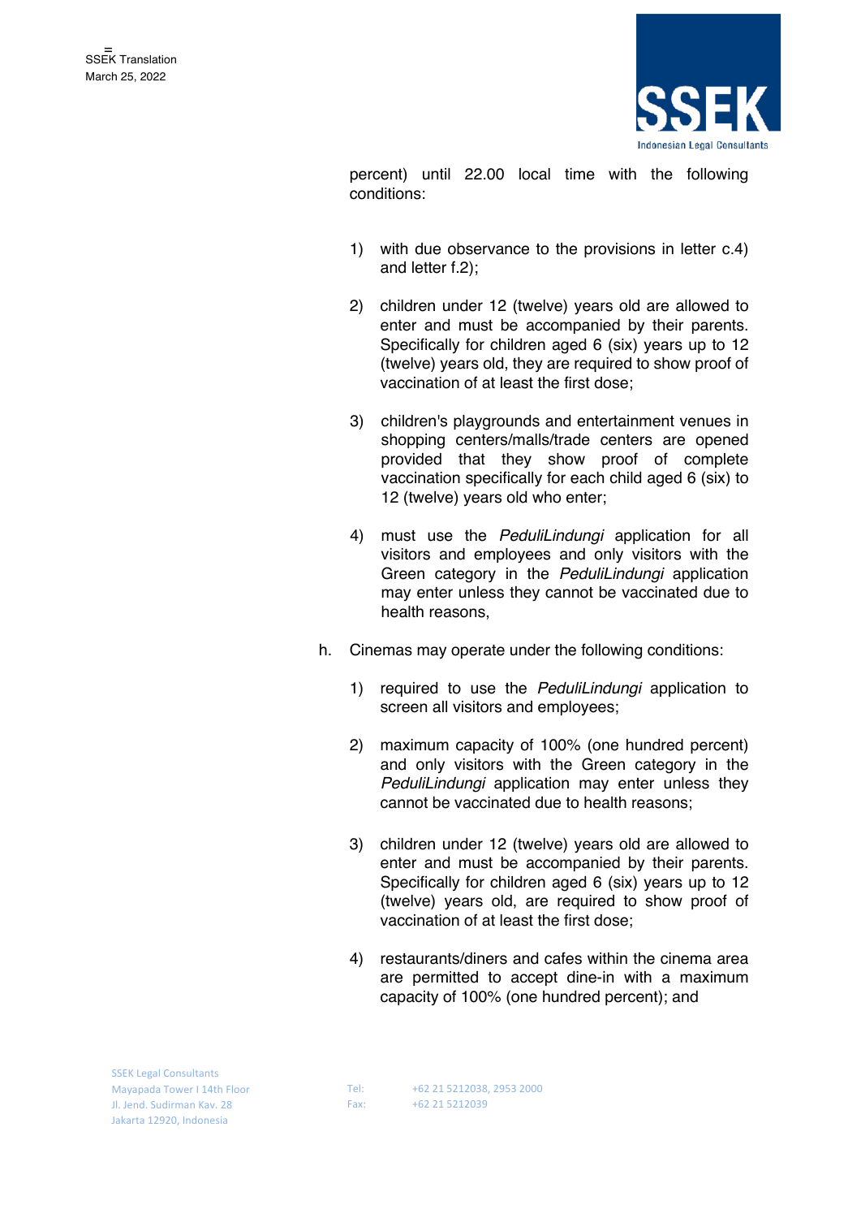percent) until 22.00 local time with the following conditions:

1) with due observance to the provisions in letter c.4) and letter f.2);

2) children under 12 (twelve) years old are allowed to enter and must be accompanied by their parents. Specifically for children aged 6 (six) years up to 12 (twelve) years old, they are required to show proof of vaccination of at least the first dose;

3) children's playgrounds and entertainment venues in shopping centers/malls/trade centers are opened provided that they show proof of complete vaccination specifically for each child aged 6 (six) to 12 (twelve) years old who enter;

4) must use the *PeduliLindungi* application for all visitors and employees and only visitors with the Green category in the *PeduliLindungi* application may enter unless they cannot be vaccinated due to health reasons,

h. Cinemas may operate under the following conditions:

1) required to use the *PeduliLindungi* application to screen all visitors and employees;

2) maximum capacity of 100% (one hundred percent) and only visitors with the Green category in the *PeduliLindungi* application may enter unless they cannot be vaccinated due to health reasons;

3) children under 12 (twelve) years old are allowed to enter and must be accompanied by their parents. Specifically for children aged 6 (six) years up to 12 (twelve) years old, are required to show proof of vaccination of at least the first dose;

4) restaurants/diners and cafes within the cinema area are permitted to accept dine-in with a maximum capacity of 100% (one hundred percent); and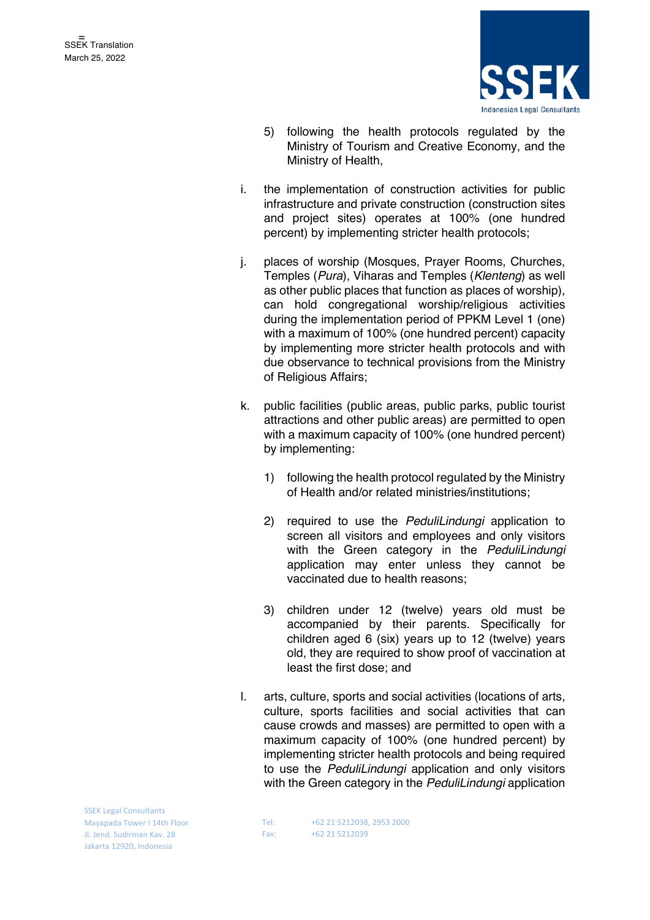5) following the health protocols regulated by the Ministry of Tourism and Creative Economy, and the Ministry of Health,

i. the implementation of construction activities for public infrastructure and private construction (construction sites and project sites) operates at 100% (one hundred percent) by implementing stricter health protocols;

j. places of worship (Mosques, Prayer Rooms, Churches, Temples (*Pura*), Viharas and Temples (*Klenteng*) as well as other public places that function as places of worship), can hold congregational worship/religious activities during the implementation period of PPKM Level 1 (one) with a maximum of 100% (one hundred percent) capacity by implementing more stricter health protocols and with due observance to technical provisions from the Ministry of Religious Affairs;

k. public facilities (public areas, public parks, public tourist attractions and other public areas) are permitted to open with a maximum capacity of 100% (one hundred percent) by implementing:

   1) following the health protocol regulated by the Ministry of Health and/or related ministries/institutions;

   2) required to use the *PeduliLindungi* application to screen all visitors and employees and only visitors with the Green category in the *PeduliLindungi* application may enter unless they cannot be vaccinated due to health reasons;

   3) children under 12 (twelve) years old must be accompanied by their parents. Specifically for children aged 6 (six) years up to 12 (twelve) years old, they are required to show proof of vaccination at least the first dose; and

l. arts, culture, sports and social activities (locations of arts, culture, sports facilities and social activities that can cause crowds and masses) are permitted to open with a maximum capacity of 100% (one hundred percent) by implementing stricter health protocols and being required to use the *PeduliLindungi* application and only visitors with the Green category in the *PeduliLindungi* application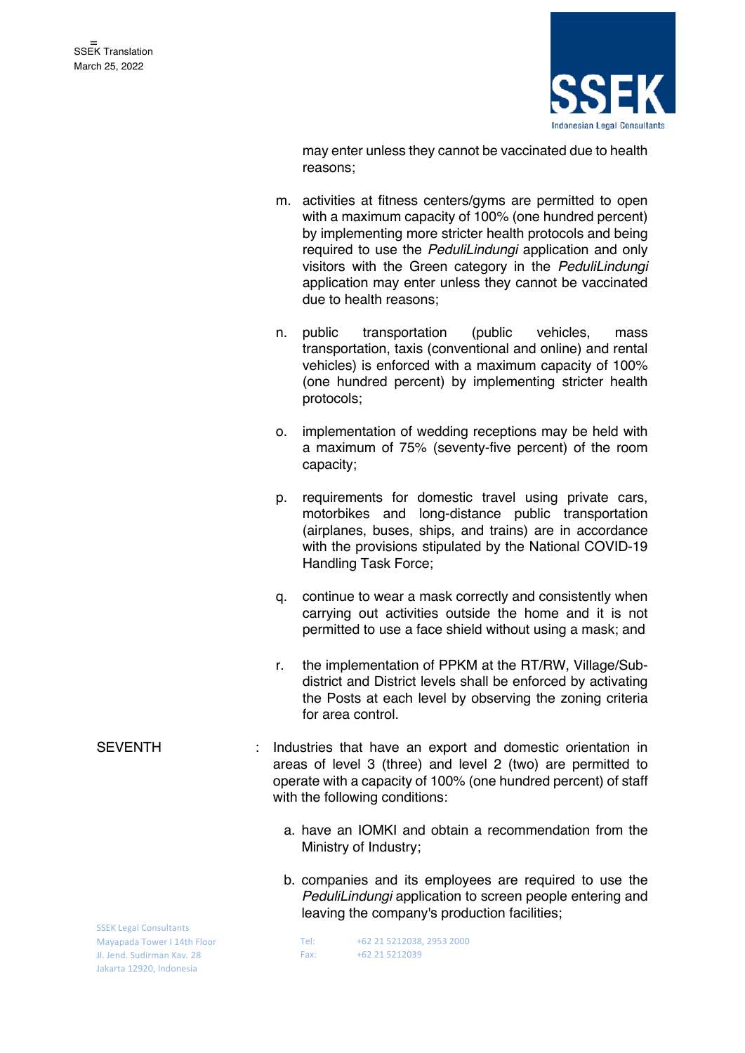may enter unless they cannot be vaccinated due to health reasons;

m. activities at fitness centers/gyms are permitted to open with a maximum capacity of 100% (one hundred percent) by implementing more stricter health protocols and being required to use the *PeduliLindungi* application and only visitors with the Green category in the *PeduliLindungi* application may enter unless they cannot be vaccinated due to health reasons;

n. public transportation (public vehicles, mass transportation, taxis (conventional and online) and rental vehicles) is enforced with a maximum capacity of 100% (one hundred percent) by implementing stricter health protocols;

o. implementation of wedding receptions may be held with a maximum of 75% (seventy-five percent) of the room capacity;

p. requirements for domestic travel using private cars, motorbikes and long-distance public transportation (airplanes, buses, ships, and trains) are in accordance with the provisions stipulated by the National COVID-19 Handling Task Force;

q. continue to wear a mask correctly and consistently when carrying out activities outside the home and it is not permitted to use a face shield without using a mask; and

r. the implementation of PPKM at the RT/RW, Village/Sub-district and District levels shall be enforced by activating the Posts at each level by observing the zoning criteria for area control.

SEVENTH : Industries that have an export and domestic orientation in areas of level 3 (three) and level 2 (two) are permitted to operate with a capacity of 100% (one hundred percent) of staff with the following conditions:

a. have an IOMKI and obtain a recommendation from the Ministry of Industry;

b. companies and its employees are required to use the *PeduliLindungi* application to screen people entering and leaving the company's production facilities;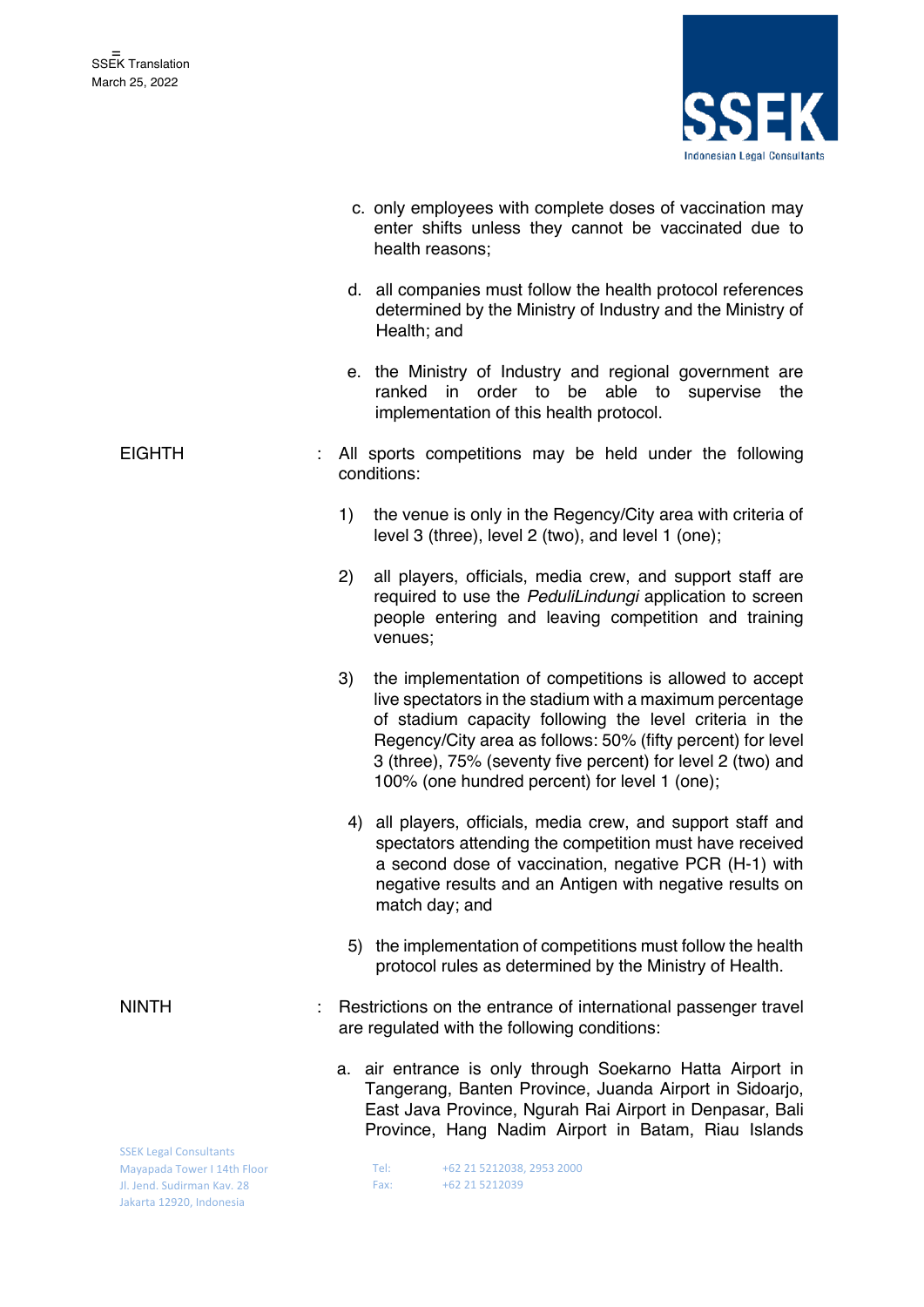c. only employees with complete doses of vaccination may enter shifts unless they cannot be vaccinated due to health reasons;

d. all companies must follow the health protocol references determined by the Ministry of Industry and the Ministry of Health; and

e. the Ministry of Industry and regional government are ranked in order to be able to supervise the implementation of this health protocol.

EIGHTH : All sports competitions may be held under the following conditions:

1) the venue is only in the Regency/City area with criteria of level 3 (three), level 2 (two), and level 1 (one);

2) all players, officials, media crew, and support staff are required to use the *PeduliLindungi* application to screen people entering and leaving competition and training venues;

3) the implementation of competitions is allowed to accept live spectators in the stadium with a maximum percentage of stadium capacity following the level criteria in the Regency/City area as follows: 50% (fifty percent) for level 3 (three), 75% (seventy five percent) for level 2 (two) and 100% (one hundred percent) for level 1 (one);

4) all players, officials, media crew, and support staff and spectators attending the competition must have received a second dose of vaccination, negative PCR (H-1) with negative results and an Antigen with negative results on match day; and

5) the implementation of competitions must follow the health protocol rules as determined by the Ministry of Health.

NINTH : Restrictions on the entrance of international passenger travel are regulated with the following conditions:

a. air entrance is only through Soekarno Hatta Airport in Tangerang, Banten Province, Juanda Airport in Sidoarjo, East Java Province, Ngurah Rai Airport in Denpasar, Bali Province, Hang Nadim Airport in Batam, Riau Islands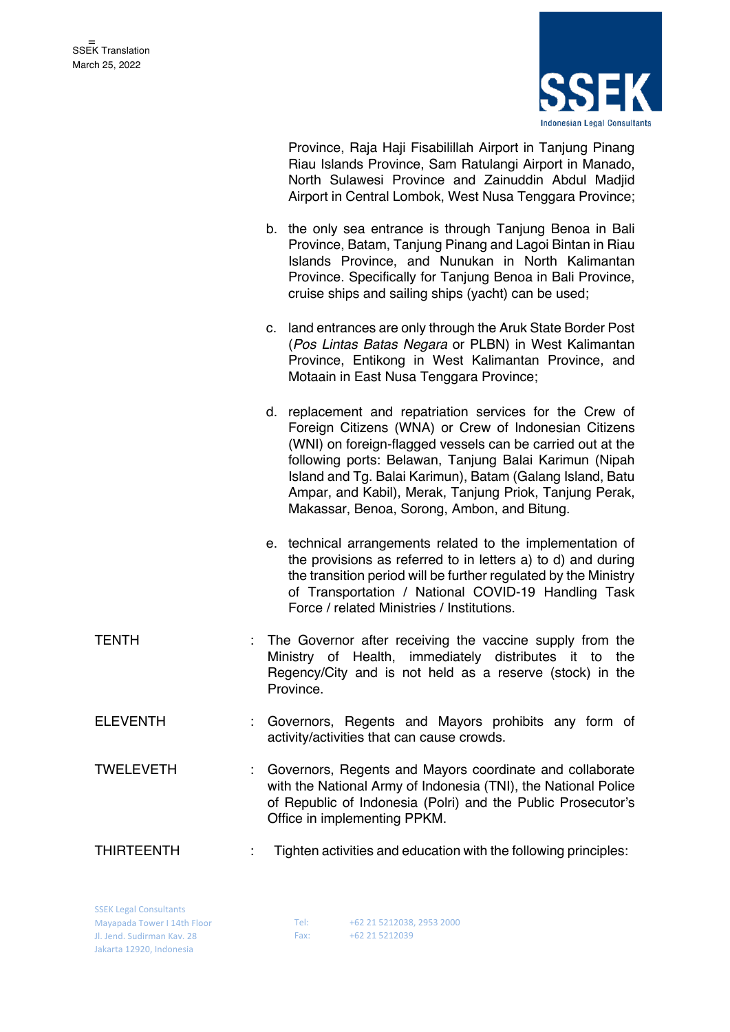Province, Raja Haji Fisabilillah Airport in Tanjung Pinang Riau Islands Province, Sam Ratulangi Airport in Manado, North Sulawesi Province and Zainuddin Abdul Madjid Airport in Central Lombok, West Nusa Tenggara Province;

b. the only sea entrance is through Tanjung Benoa in Bali Province, Batam, Tanjung Pinang and Lagoi Bintan in Riau Islands Province, and Nunukan in North Kalimantan Province. Specifically for Tanjung Benoa in Bali Province, cruise ships and sailing ships (yacht) can be used;

c. land entrances are only through the Aruk State Border Post (*Pos Lintas Batas Negara* or PLBN) in West Kalimantan Province, Entikong in West Kalimantan Province, and Motaain in East Nusa Tenggara Province;

d. replacement and repatriation services for the Crew of Foreign Citizens (WNA) or Crew of Indonesian Citizens (WNI) on foreign-flagged vessels can be carried out at the following ports: Belawan, Tanjung Balai Karimun (Nipah Island and Tg. Balai Karimun), Batam (Galang Island, Batu Ampar, and Kabil), Merak, Tanjung Priok, Tanjung Perak, Makassar, Benoa, Sorong, Ambon, and Bitung.

e. technical arrangements related to the implementation of the provisions as referred to in letters a) to d) and during the transition period will be further regulated by the Ministry of Transportation / National COVID-19 Handling Task Force / related Ministries / Institutions.

TENTH : The Governor after receiving the vaccine supply from the Ministry of Health, immediately distributes it to the Regency/City and is not held as a reserve (stock) in the Province.

ELEVENTH : Governors, Regents and Mayors prohibits any form of activity/activities that can cause crowds.

TWELEVETH : Governors, Regents and Mayors coordinate and collaborate with the National Army of Indonesia (TNI), the National Police of Republic of Indonesia (Polri) and the Public Prosecutor's Office in implementing PPKM.

THIRTEENTH : Tighten activities and education with the following principles: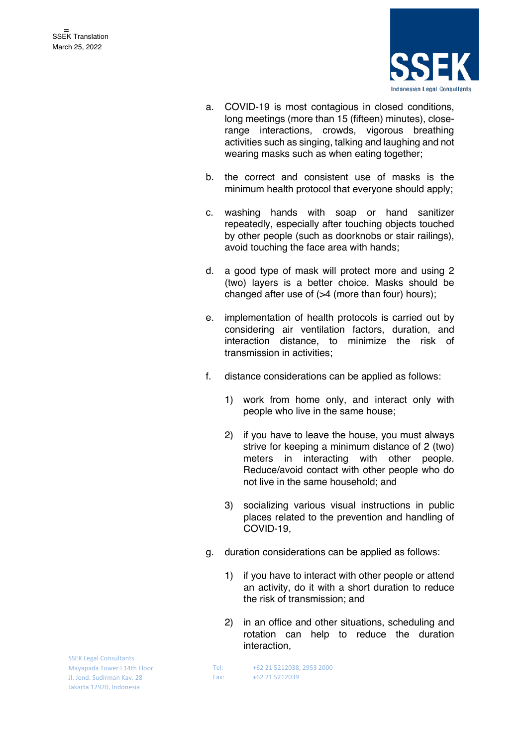a. COVID-19 is most contagious in closed conditions, long meetings (more than 15 (fifteen) minutes), close-range interactions, crowds, vigorous breathing activities such as singing, talking and laughing and not wearing masks such as when eating together;

b. the correct and consistent use of masks is the minimum health protocol that everyone should apply;

c. washing hands with soap or hand sanitizer repeatedly, especially after touching objects touched by other people (such as doorknobs or stair railings), avoid touching the face area with hands;

d. a good type of mask will protect more and using 2 (two) layers is a better choice. Masks should be changed after use of (>4 (more than four) hours);

e. implementation of health protocols is carried out by considering air ventilation factors, duration, and interaction distance, to minimize the risk of transmission in activities;

f. distance considerations can be applied as follows:

    1) work from home only, and interact only with people who live in the same house;

    2) if you have to leave the house, you must always strive for keeping a minimum distance of 2 (two) meters in interacting with other people. Reduce/avoid contact with other people who do not live in the same household; and

    3) socializing various visual instructions in public places related to the prevention and handling of COVID-19,

g. duration considerations can be applied as follows:

    1) if you have to interact with other people or attend an activity, do it with a short duration to reduce the risk of transmission; and

    2) in an office and other situations, scheduling and rotation can help to reduce the duration interaction,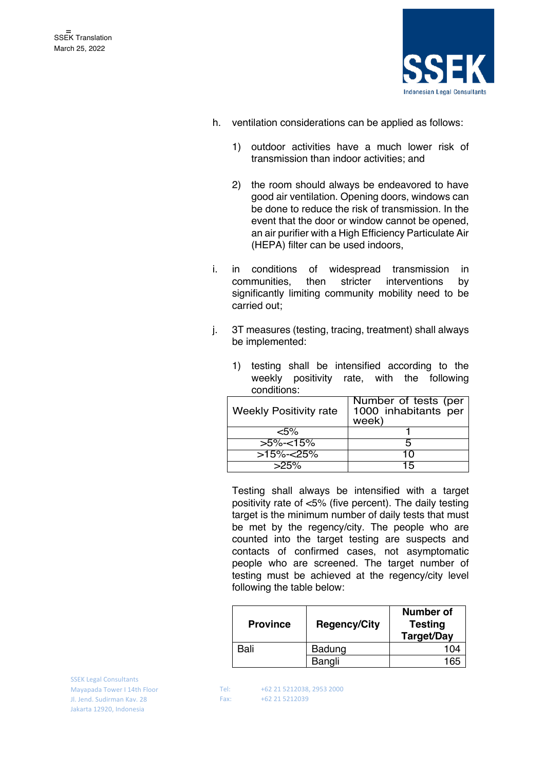h. ventilation considerations can be applied as follows:

   1) outdoor activities have a much lower risk of transmission than indoor activities; and

   2) the room should always be endeavored to have good air ventilation. Opening doors, windows can be done to reduce the risk of transmission. In the event that the door or window cannot be opened, an air purifier with a High Efficiency Particulate Air (HEPA) filter can be used indoors,

i. in conditions of widespread transmission in communities, then stricter interventions by significantly limiting community mobility need to be carried out;

j. 3T measures (testing, tracing, treatment) shall always be implemented:

   1) testing shall be intensified according to the weekly positivity rate, with the following conditions:

| Weekly Positivity rate | Number of tests (per 1000 inhabitants per week) |
|---|---|
| <5% | 1 |
| >5%-<15% | 5 |
| >15%-<25% | 10 |
| >25% | 15 |

   Testing shall always be intensified with a target positivity rate of <5% (five percent). The daily testing target is the minimum number of daily tests that must be met by the regency/city. The people who are counted into the target testing are suspects and contacts of confirmed cases, not asymptomatic people who are screened. The target number of testing must be achieved at the regency/city level following the table below:

| **Province** | **Regency/City** | **Number of Testing Target/Day** |
|---|---|---|
| Bali | Badung | 104 |
| | Bangli | 165 |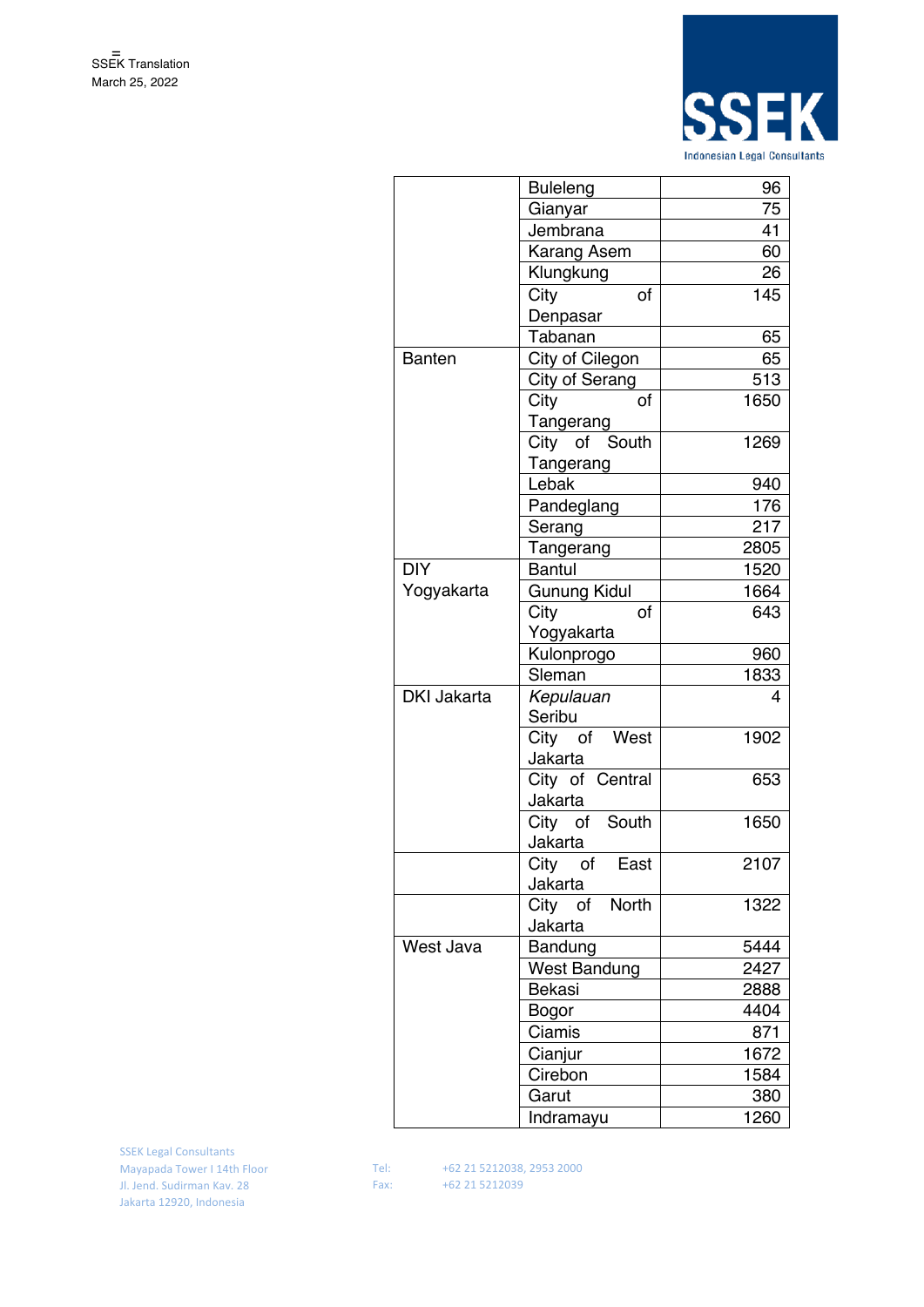| | | |
|---|---|---|
| | Buleleng | 96 |
| | Gianyar | 75 |
| | Jembrana | 41 |
| | Karang Asem | 60 |
| | Klungkung | 26 |
| | City of Denpasar | 145 |
| | Tabanan | 65 |
| Banten | City of Cilegon | 65 |
| | City of Serang | 513 |
| | City of Tangerang | 1650 |
| | City of South Tangerang | 1269 |
| | Lebak | 940 |
| | Pandeglang | 176 |
| | Serang | 217 |
| | Tangerang | 2805 |
| DIY Yogyakarta | Bantul | 1520 |
| | Gunung Kidul | 1664 |
| | City of Yogyakarta | 643 |
| | Kulonprogo | 960 |
| | Sleman | 1833 |
| DKI Jakarta | *Kepulauan* Seribu | 4 |
| | City of West Jakarta | 1902 |
| | City of Central Jakarta | 653 |
| | City of South Jakarta | 1650 |
| | City of East Jakarta | 2107 |
| | City of North Jakarta | 1322 |
| West Java | Bandung | 5444 |
| | West Bandung | 2427 |
| | Bekasi | 2888 |
| | Bogor | 4404 |
| | Ciamis | 871 |
| | Cianjur | 1672 |
| | Cirebon | 1584 |
| | Garut | 380 |
| | Indramayu | 1260 |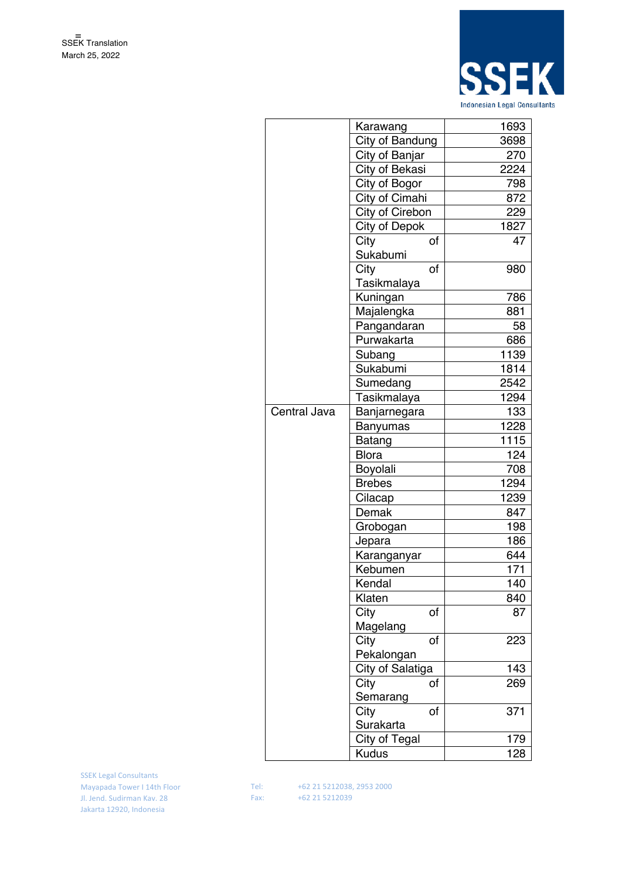| | | |
|---|---|---|
| | Karawang | 1693 |
| | City of Bandung | 3698 |
| | City of Banjar | 270 |
| | City of Bekasi | 2224 |
| | City of Bogor | 798 |
| | City of Cimahi | 872 |
| | City of Cirebon | 229 |
| | City of Depok | 1827 |
| | City of Sukabumi | 47 |
| | City of Tasikmalaya | 980 |
| | Kuningan | 786 |
| | Majalengka | 881 |
| | Pangandaran | 58 |
| | Purwakarta | 686 |
| | Subang | 1139 |
| | Sukabumi | 1814 |
| | Sumedang | 2542 |
| | Tasikmalaya | 1294 |
| Central Java | Banjarnegara | 133 |
| | Banyumas | 1228 |
| | Batang | 1115 |
| | Blora | 124 |
| | Boyolali | 708 |
| | Brebes | 1294 |
| | Cilacap | 1239 |
| | Demak | 847 |
| | Grobogan | 198 |
| | Jepara | 186 |
| | Karanganyar | 644 |
| | Kebumen | 171 |
| | Kendal | 140 |
| | Klaten | 840 |
| | City of Magelang | 87 |
| | City of Pekalongan | 223 |
| | City of Salatiga | 143 |
| | City of Semarang | 269 |
| | City of Surakarta | 371 |
| | City of Tegal | 179 |
| | Kudus | 128 |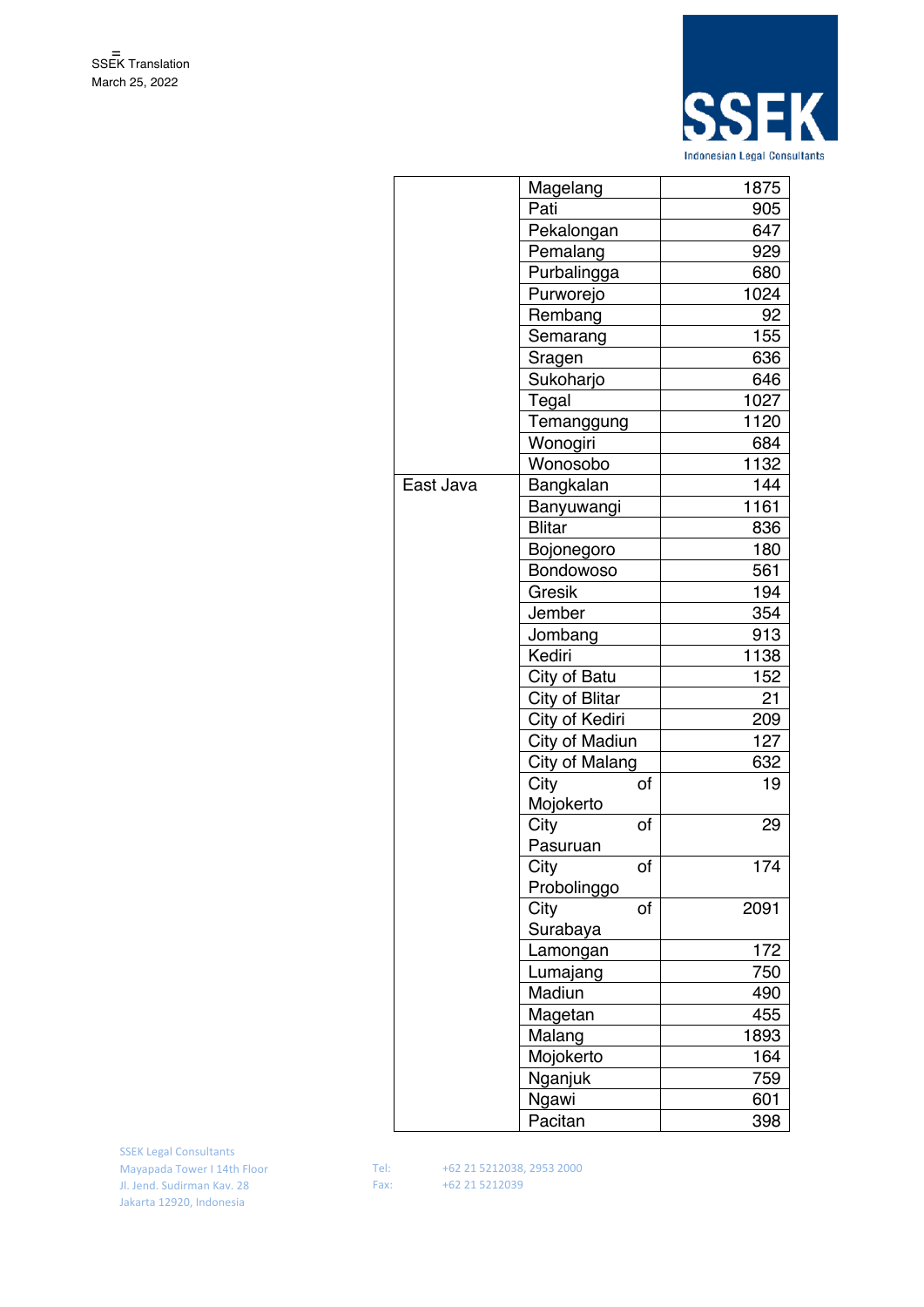| | | |
|---|---|---|
| | Magelang | 1875 |
| | Pati | 905 |
| | Pekalongan | 647 |
| | Pemalang | 929 |
| | Purbalingga | 680 |
| | Purworejo | 1024 |
| | Rembang | 92 |
| | Semarang | 155 |
| | Sragen | 636 |
| | Sukoharjo | 646 |
| | Tegal | 1027 |
| | Temanggung | 1120 |
| | Wonogiri | 684 |
| | Wonosobo | 1132 |
| East Java | Bangkalan | 144 |
| | Banyuwangi | 1161 |
| | Blitar | 836 |
| | Bojonegoro | 180 |
| | Bondowoso | 561 |
| | Gresik | 194 |
| | Jember | 354 |
| | Jombang | 913 |
| | Kediri | 1138 |
| | City of Batu | 152 |
| | City of Blitar | 21 |
| | City of Kediri | 209 |
| | City of Madiun | 127 |
| | City of Malang | 632 |
| | City of Mojokerto | 19 |
| | City of Pasuruan | 29 |
| | City of Probolinggo | 174 |
| | City of Surabaya | 2091 |
| | Lamongan | 172 |
| | Lumajang | 750 |
| | Madiun | 490 |
| | Magetan | 455 |
| | Malang | 1893 |
| | Mojokerto | 164 |
| | Nganjuk | 759 |
| | Ngawi | 601 |
| | Pacitan | 398 |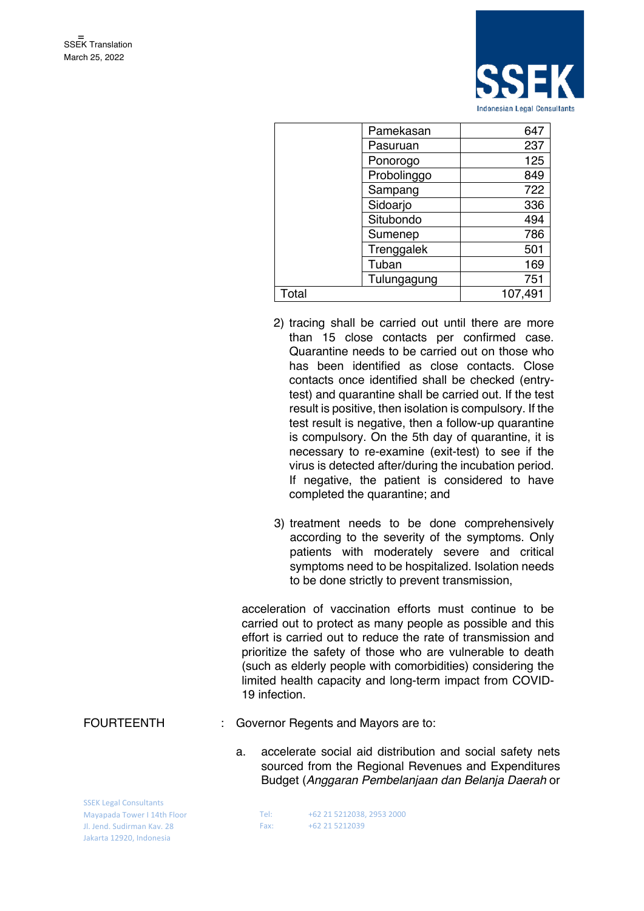| | | |
|---|---|---|
| | Pamekasan | 647 |
| | Pasuruan | 237 |
| | Ponorogo | 125 |
| | Probolinggo | 849 |
| | Sampang | 722 |
| | Sidoarjo | 336 |
| | Situbondo | 494 |
| | Sumenep | 786 |
| | Trenggalek | 501 |
| | Tuban | 169 |
| | Tulungagung | 751 |
| Total | | 107,491 |

2) tracing shall be carried out until there are more than 15 close contacts per confirmed case. Quarantine needs to be carried out on those who has been identified as close contacts. Close contacts once identified shall be checked (entry-test) and quarantine shall be carried out. If the test result is positive, then isolation is compulsory. If the test result is negative, then a follow-up quarantine is compulsory. On the 5th day of quarantine, it is necessary to re-examine (exit-test) to see if the virus is detected after/during the incubation period. If negative, the patient is considered to have completed the quarantine; and

3) treatment needs to be done comprehensively according to the severity of the symptoms. Only patients with moderately severe and critical symptoms need to be hospitalized. Isolation needs to be done strictly to prevent transmission,

acceleration of vaccination efforts must continue to be carried out to protect as many people as possible and this effort is carried out to reduce the rate of transmission and prioritize the safety of those who are vulnerable to death (such as elderly people with comorbidities) considering the limited health capacity and long-term impact from COVID-19 infection.

FOURTEENTH : Governor Regents and Mayors are to:

a. accelerate social aid distribution and social safety nets sourced from the Regional Revenues and Expenditures Budget (*Anggaran Pembelanjaan dan Belanja Daerah* or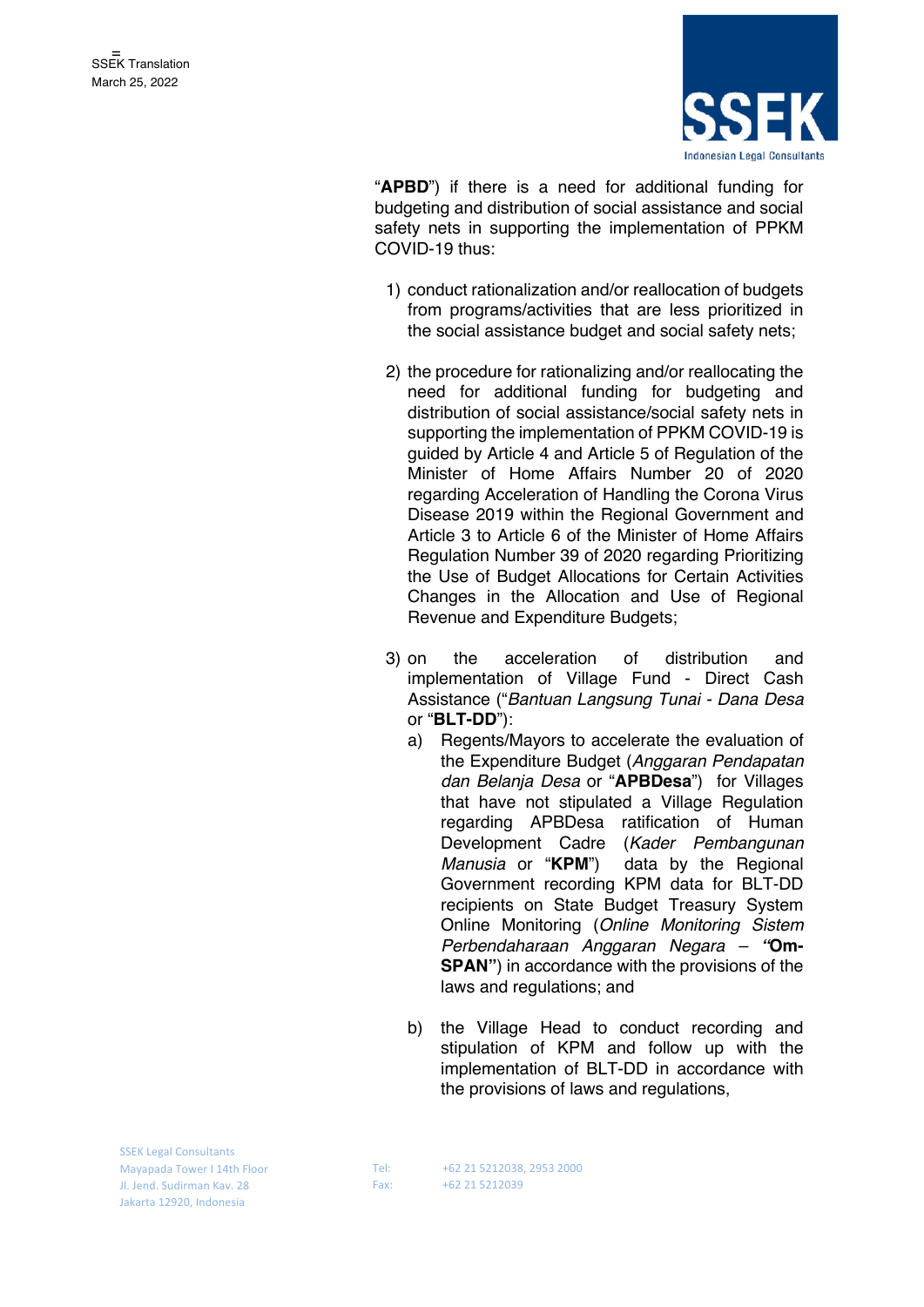"**APBD**") if there is a need for additional funding for budgeting and distribution of social assistance and social safety nets in supporting the implementation of PPKM COVID-19 thus:

1) conduct rationalization and/or reallocation of budgets from programs/activities that are less prioritized in the social assistance budget and social safety nets;

2) the procedure for rationalizing and/or reallocating the need for additional funding for budgeting and distribution of social assistance/social safety nets in supporting the implementation of PPKM COVID-19 is guided by Article 4 and Article 5 of Regulation of the Minister of Home Affairs Number 20 of 2020 regarding Acceleration of Handling the Corona Virus Disease 2019 within the Regional Government and Article 3 to Article 6 of the Minister of Home Affairs Regulation Number 39 of 2020 regarding Prioritizing the Use of Budget Allocations for Certain Activities Changes in the Allocation and Use of Regional Revenue and Expenditure Budgets;

3) on the acceleration of distribution and implementation of Village Fund - Direct Cash Assistance ("*Bantuan Langsung Tunai - Dana Desa* or "**BLT-DD**"):

   a) Regents/Mayors to accelerate the evaluation of the Expenditure Budget (*Anggaran Pendapatan dan Belanja Desa* or "**APBDesa**") for Villages that have not stipulated a Village Regulation regarding APBDesa ratification of Human Development Cadre (*Kader Pembangunan Manusia* or "**KPM**") data by the Regional Government recording KPM data for BLT-DD recipients on State Budget Treasury System Online Monitoring (*Online Monitoring Sistem Perbendaharaan Anggaran Negara* – **"Om-SPAN"**) in accordance with the provisions of the laws and regulations; and

   b) the Village Head to conduct recording and stipulation of KPM and follow up with the implementation of BLT-DD in accordance with the provisions of laws and regulations,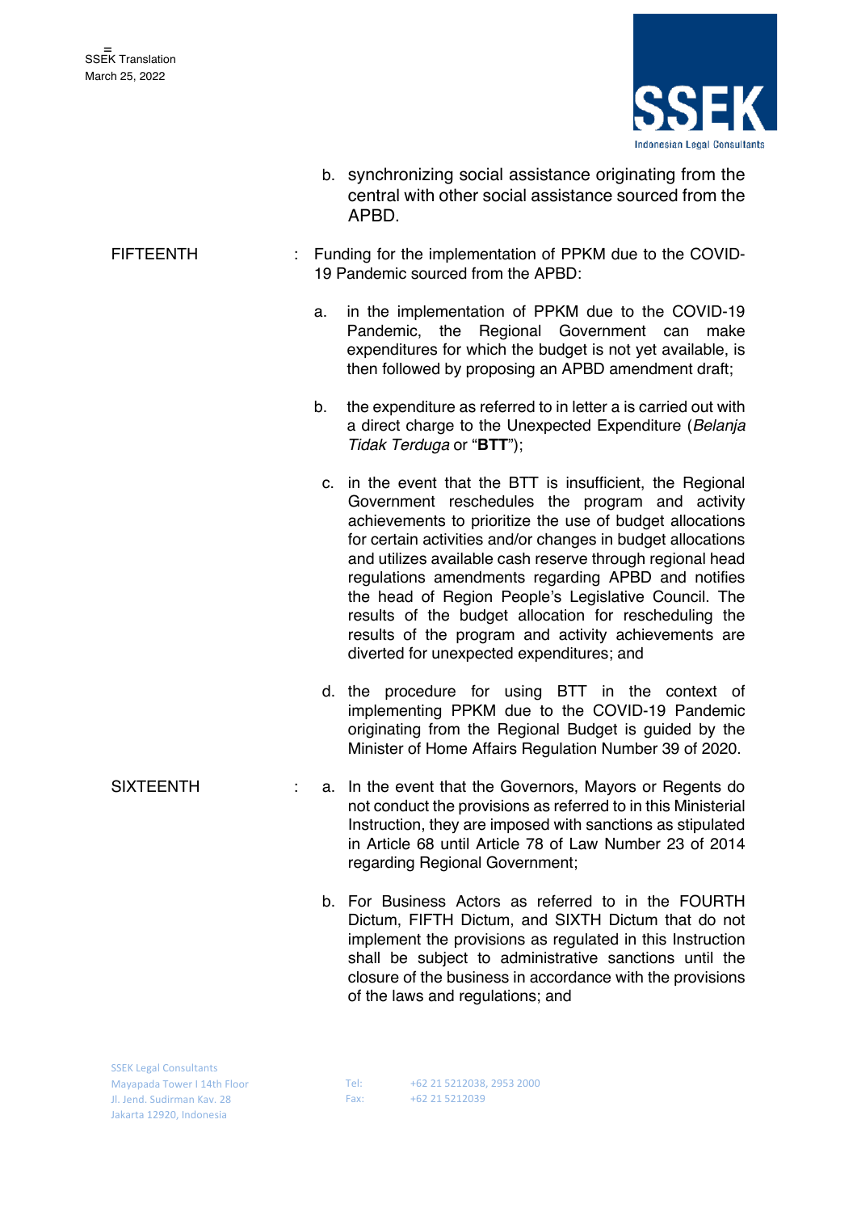b. synchronizing social assistance originating from the central with other social assistance sourced from the APBD.

FIFTEENTH : Funding for the implementation of PPKM due to the COVID-19 Pandemic sourced from the APBD:

a. in the implementation of PPKM due to the COVID-19 Pandemic, the Regional Government can make expenditures for which the budget is not yet available, is then followed by proposing an APBD amendment draft;

b. the expenditure as referred to in letter a is carried out with a direct charge to the Unexpected Expenditure (*Belanja Tidak Terduga* or "**BTT**");

c. in the event that the BTT is insufficient, the Regional Government reschedules the program and activity achievements to prioritize the use of budget allocations for certain activities and/or changes in budget allocations and utilizes available cash reserve through regional head regulations amendments regarding APBD and notifies the head of Region People's Legislative Council. The results of the budget allocation for rescheduling the results of the program and activity achievements are diverted for unexpected expenditures; and

d. the procedure for using BTT in the context of implementing PPKM due to the COVID-19 Pandemic originating from the Regional Budget is guided by the Minister of Home Affairs Regulation Number 39 of 2020.

SIXTEENTH : a. In the event that the Governors, Mayors or Regents do not conduct the provisions as referred to in this Ministerial Instruction, they are imposed with sanctions as stipulated in Article 68 until Article 78 of Law Number 23 of 2014 regarding Regional Government;

b. For Business Actors as referred to in the FOURTH Dictum, FIFTH Dictum, and SIXTH Dictum that do not implement the provisions as regulated in this Instruction shall be subject to administrative sanctions until the closure of the business in accordance with the provisions of the laws and regulations; and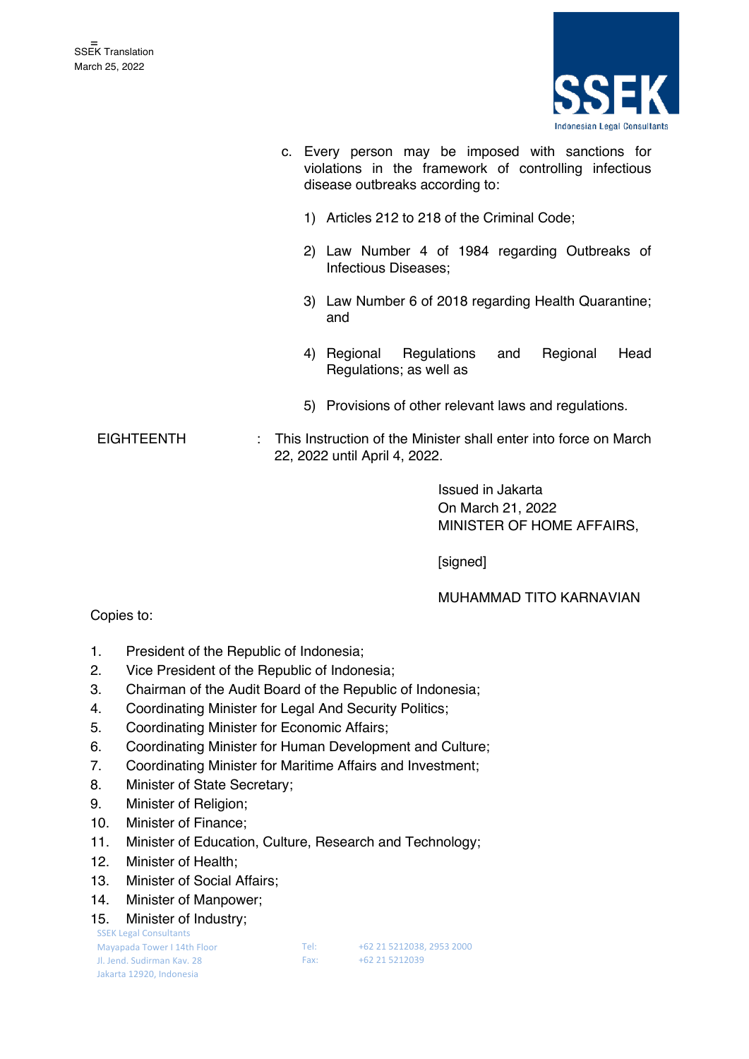c. Every person may be imposed with sanctions for violations in the framework of controlling infectious disease outbreaks according to:

   1) Articles 212 to 218 of the Criminal Code;

   2) Law Number 4 of 1984 regarding Outbreaks of Infectious Diseases;

   3) Law Number 6 of 2018 regarding Health Quarantine; and

   4) Regional Regulations and Regional Head Regulations; as well as

   5) Provisions of other relevant laws and regulations.

EIGHTEENTH : This Instruction of the Minister shall enter into force on March 22, 2022 until April 4, 2022.

Issued in Jakarta
On March 21, 2022
MINISTER OF HOME AFFAIRS,

[signed]

MUHAMMAD TITO KARNAVIAN

Copies to:

1. President of the Republic of Indonesia;
2. Vice President of the Republic of Indonesia;
3. Chairman of the Audit Board of the Republic of Indonesia;
4. Coordinating Minister for Legal And Security Politics;
5. Coordinating Minister for Economic Affairs;
6. Coordinating Minister for Human Development and Culture;
7. Coordinating Minister for Maritime Affairs and Investment;
8. Minister of State Secretary;
9. Minister of Religion;
10. Minister of Finance;
11. Minister of Education, Culture, Research and Technology;
12. Minister of Health;
13. Minister of Social Affairs;
14. Minister of Manpower;
15. Minister of Industry;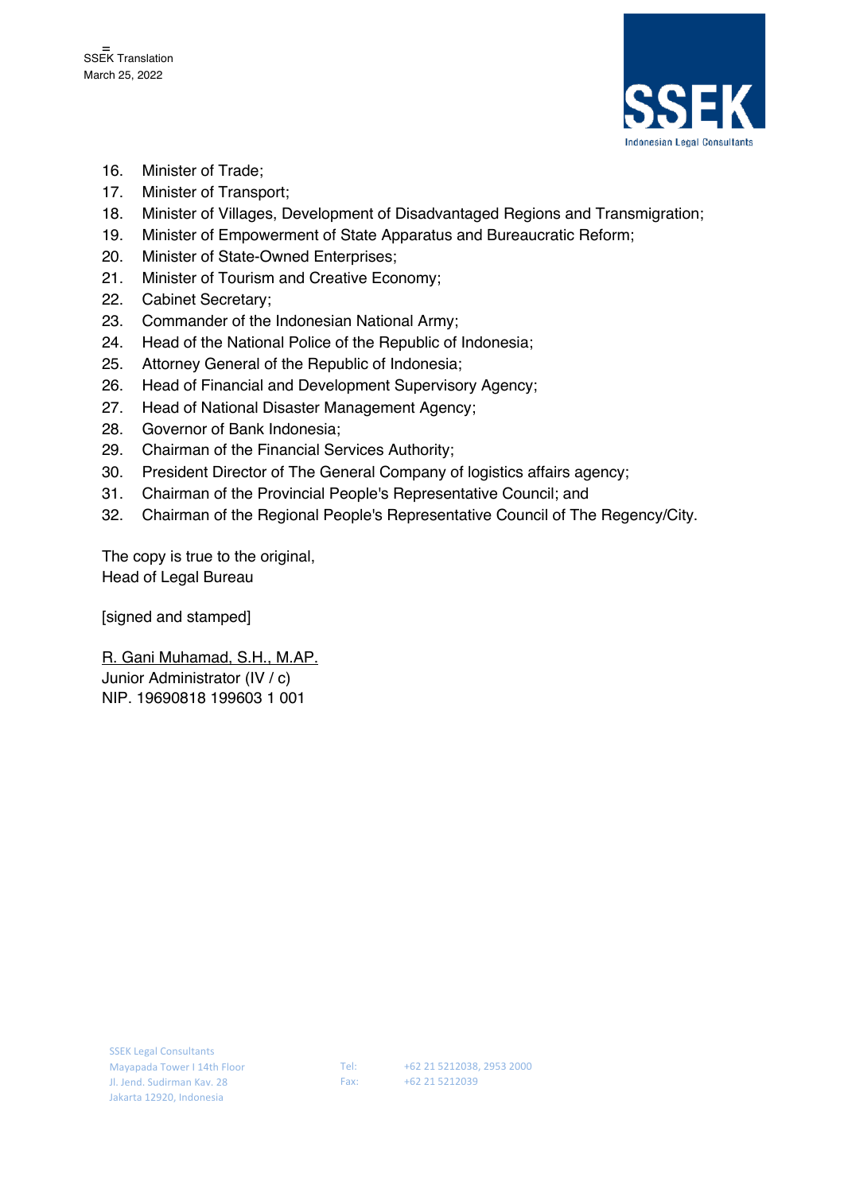16. Minister of Trade;
17. Minister of Transport;
18. Minister of Villages, Development of Disadvantaged Regions and Transmigration;
19. Minister of Empowerment of State Apparatus and Bureaucratic Reform;
20. Minister of State-Owned Enterprises;
21. Minister of Tourism and Creative Economy;
22. Cabinet Secretary;
23. Commander of the Indonesian National Army;
24. Head of the National Police of the Republic of Indonesia;
25. Attorney General of the Republic of Indonesia;
26. Head of Financial and Development Supervisory Agency;
27. Head of National Disaster Management Agency;
28. Governor of Bank Indonesia;
29. Chairman of the Financial Services Authority;
30. President Director of The General Company of logistics affairs agency;
31. Chairman of the Provincial People's Representative Council; and
32. Chairman of the Regional People's Representative Council of The Regency/City.

The copy is true to the original,
Head of Legal Bureau

[signed and stamped]

R. Gani Muhamad, S.H., M.AP.
Junior Administrator (IV / c)
NIP. 19690818 199603 1 001